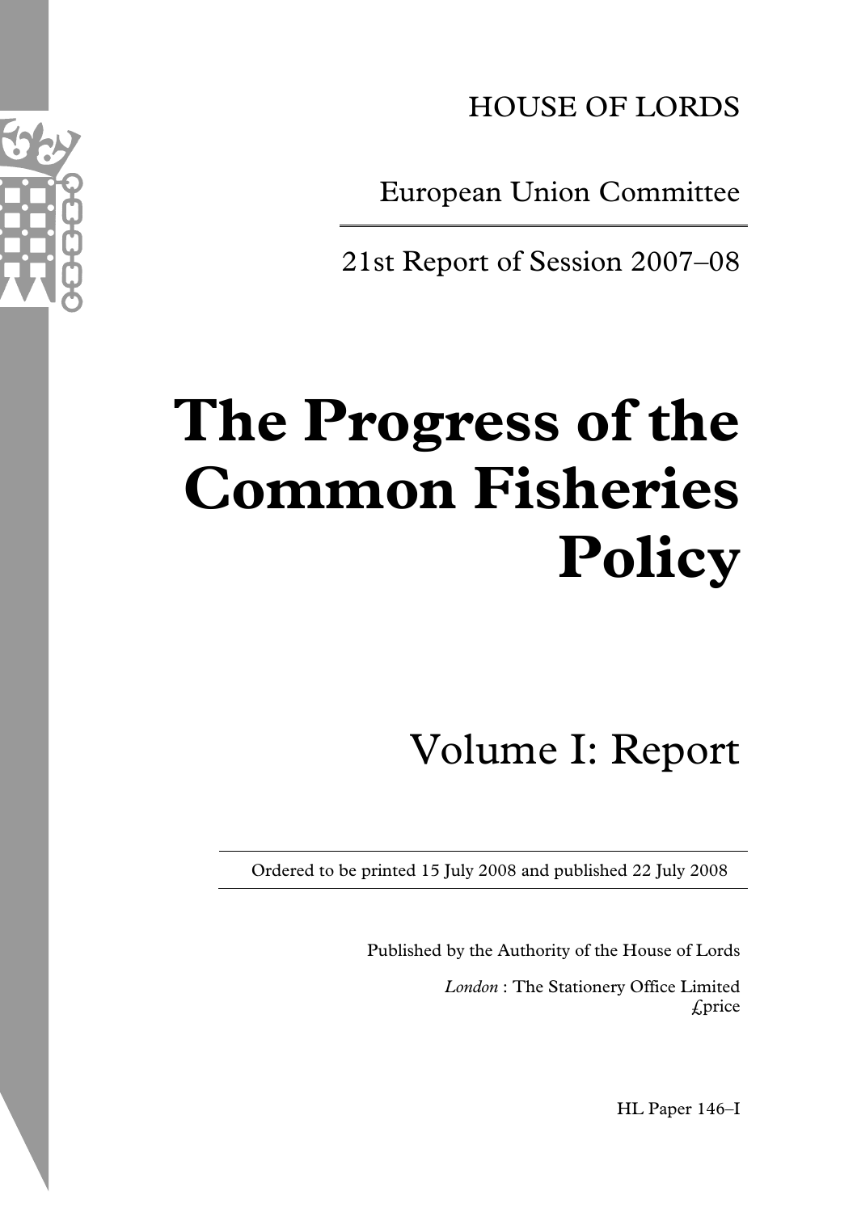HOUSE OF LORDS

European Union Committee

21st Report of Session 2007–08

# The Progress of the Common Fisheries Policy

## Volume I: Report

Ordered to be printed 15 July 2008 and published 22 July 2008

Published by the Authority of the House of Lords

*London* : The Stationery Office Limited
£price

HL Paper 146–I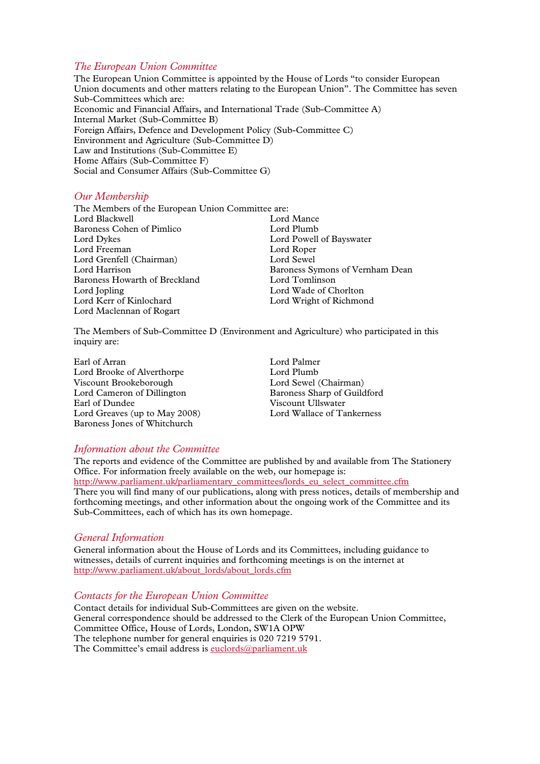## *The European Union Committee*

The European Union Committee is appointed by the House of Lords "to consider European Union documents and other matters relating to the European Union". The Committee has seven Sub-Committees which are:

Economic and Financial Affairs, and International Trade (Sub-Committee A)
Internal Market (Sub-Committee B)
Foreign Affairs, Defence and Development Policy (Sub-Committee C)
Environment and Agriculture (Sub-Committee D)
Law and Institutions (Sub-Committee E)
Home Affairs (Sub-Committee F)
Social and Consumer Affairs (Sub-Committee G)

## *Our Membership*

The Members of the European Union Committee are:

Lord Blackwell
Baroness Cohen of Pimlico
Lord Dykes
Lord Freeman
Lord Grenfell (Chairman)
Lord Harrison
Baroness Howarth of Breckland
Lord Jopling
Lord Kerr of Kinlochard
Lord Maclennan of Rogart
Lord Mance
Lord Plumb
Lord Powell of Bayswater
Lord Roper
Lord Sewel
Baroness Symons of Vernham Dean
Lord Tomlinson
Lord Wade of Chorlton
Lord Wright of Richmond

The Members of Sub-Committee D (Environment and Agriculture) who participated in this inquiry are:

Earl of Arran
Lord Brooke of Alverthorpe
Viscount Brookeborough
Lord Cameron of Dillington
Earl of Dundee
Lord Greaves (up to May 2008)
Baroness Jones of Whitchurch
Lord Palmer
Lord Plumb
Lord Sewel (Chairman)
Baroness Sharp of Guildford
Viscount Ullswater
Lord Wallace of Tankerness

## *Information about the Committee*

The reports and evidence of the Committee are published by and available from The Stationery Office. For information freely available on the web, our homepage is:
http://www.parliament.uk/parliamentary_committees/lords_eu_select_committee.cfm
There you will find many of our publications, along with press notices, details of membership and forthcoming meetings, and other information about the ongoing work of the Committee and its Sub-Committees, each of which has its own homepage.

## *General Information*

General information about the House of Lords and its Committees, including guidance to witnesses, details of current inquiries and forthcoming meetings is on the internet at
http://www.parliament.uk/about_lords/about_lords.cfm

## *Contacts for the European Union Committee*

Contact details for individual Sub-Committees are given on the website.
General correspondence should be addressed to the Clerk of the European Union Committee, Committee Office, House of Lords, London, SW1A OPW
The telephone number for general enquiries is 020 7219 5791.
The Committee's email address is euclords@parliament.uk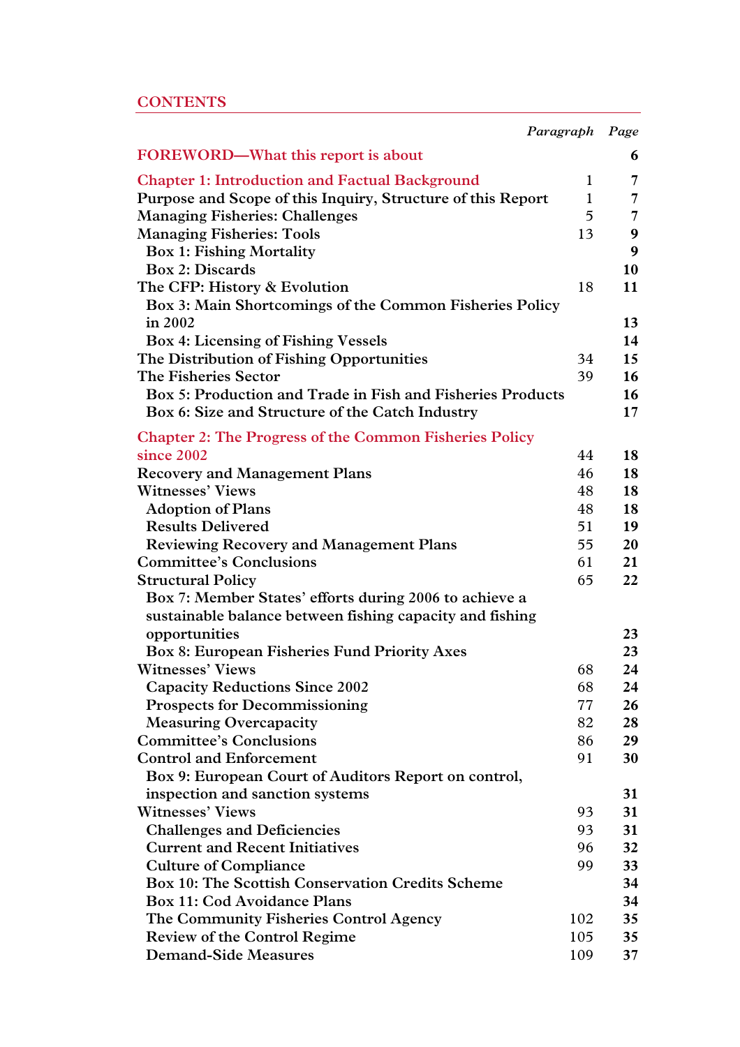## CONTENTS

| | *Paragraph* | *Page* |
|---|---|---|
| **FOREWORD—What this report is about** | | **6** |
| **Chapter 1: Introduction and Factual Background** | 1 | **7** |
| Purpose and Scope of this Inquiry, Structure of this Report | 1 | **7** |
| Managing Fisheries: Challenges | 5 | **7** |
| Managing Fisheries: Tools | 13 | **9** |
| Box 1: Fishing Mortality | | **9** |
| Box 2: Discards | | **10** |
| The CFP: History & Evolution | 18 | **11** |
| Box 3: Main Shortcomings of the Common Fisheries Policy in 2002 | | **13** |
| Box 4: Licensing of Fishing Vessels | | **14** |
| The Distribution of Fishing Opportunities | 34 | **15** |
| The Fisheries Sector | 39 | **16** |
| Box 5: Production and Trade in Fish and Fisheries Products | | **16** |
| Box 6: Size and Structure of the Catch Industry | | **17** |
| **Chapter 2: The Progress of the Common Fisheries Policy since 2002** | 44 | **18** |
| Recovery and Management Plans | 46 | **18** |
| Witnesses' Views | 48 | **18** |
| Adoption of Plans | 48 | **18** |
| Results Delivered | 51 | **19** |
| Reviewing Recovery and Management Plans | 55 | **20** |
| Committee's Conclusions | 61 | **21** |
| Structural Policy | 65 | **22** |
| Box 7: Member States' efforts during 2006 to achieve a sustainable balance between fishing capacity and fishing opportunities | | **23** |
| Box 8: European Fisheries Fund Priority Axes | | **23** |
| Witnesses' Views | 68 | **24** |
| Capacity Reductions Since 2002 | 68 | **24** |
| Prospects for Decommissioning | 77 | **26** |
| Measuring Overcapacity | 82 | **28** |
| Committee's Conclusions | 86 | **29** |
| Control and Enforcement | 91 | **30** |
| Box 9: European Court of Auditors Report on control, inspection and sanction systems | | **31** |
| Witnesses' Views | 93 | **31** |
| Challenges and Deficiencies | 93 | **31** |
| Current and Recent Initiatives | 96 | **32** |
| Culture of Compliance | 99 | **33** |
| Box 10: The Scottish Conservation Credits Scheme | | **34** |
| Box 11: Cod Avoidance Plans | | **34** |
| The Community Fisheries Control Agency | 102 | **35** |
| Review of the Control Regime | 105 | **35** |
| Demand-Side Measures | 109 | **37** |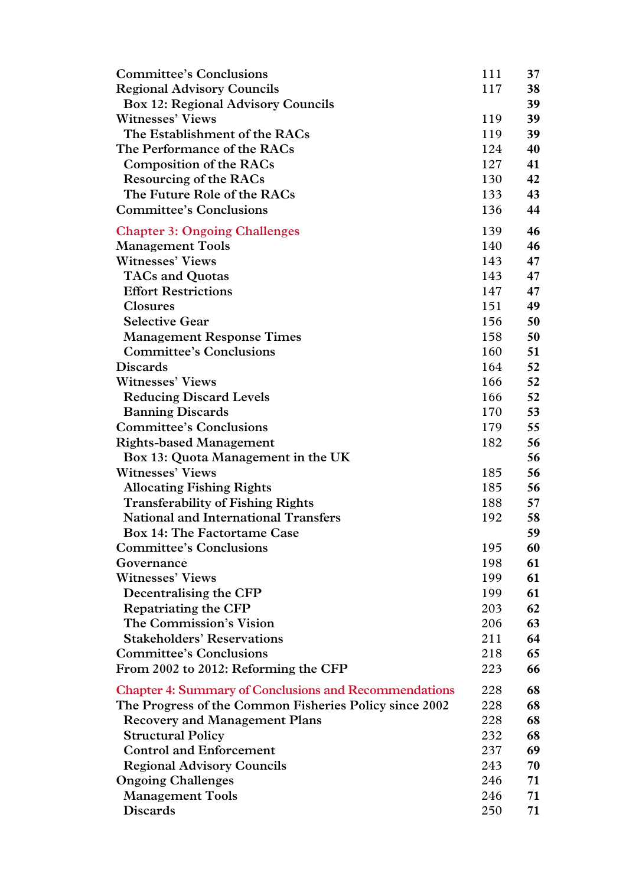| | Paragraph | Page |
|---|---|---|
| Committee's Conclusions | 111 | **37** |
| Regional Advisory Councils | 117 | **38** |
| Box 12: Regional Advisory Councils | | **39** |
| Witnesses' Views | 119 | **39** |
| The Establishment of the RACs | 119 | **39** |
| The Performance of the RACs | 124 | **40** |
| Composition of the RACs | 127 | **41** |
| Resourcing of the RACs | 130 | **42** |
| The Future Role of the RACs | 133 | **43** |
| Committee's Conclusions | 136 | **44** |
| Chapter 3: Ongoing Challenges | 139 | **46** |
| Management Tools | 140 | **46** |
| Witnesses' Views | 143 | **47** |
| TACs and Quotas | 143 | **47** |
| Effort Restrictions | 147 | **47** |
| Closures | 151 | **49** |
| Selective Gear | 156 | **50** |
| Management Response Times | 158 | **50** |
| Committee's Conclusions | 160 | **51** |
| Discards | 164 | **52** |
| Witnesses' Views | 166 | **52** |
| Reducing Discard Levels | 166 | **52** |
| Banning Discards | 170 | **53** |
| Committee's Conclusions | 179 | **55** |
| Rights-based Management | 182 | **56** |
| Box 13: Quota Management in the UK | | **56** |
| Witnesses' Views | 185 | **56** |
| Allocating Fishing Rights | 185 | **56** |
| Transferability of Fishing Rights | 188 | **57** |
| National and International Transfers | 192 | **58** |
| Box 14: The Factortame Case | | **59** |
| Committee's Conclusions | 195 | **60** |
| Governance | 198 | **61** |
| Witnesses' Views | 199 | **61** |
| Decentralising the CFP | 199 | **61** |
| Repatriating the CFP | 203 | **62** |
| The Commission's Vision | 206 | **63** |
| Stakeholders' Reservations | 211 | **64** |
| Committee's Conclusions | 218 | **65** |
| From 2002 to 2012: Reforming the CFP | 223 | **66** |
| Chapter 4: Summary of Conclusions and Recommendations | 228 | **68** |
| The Progress of the Common Fisheries Policy since 2002 | 228 | **68** |
| Recovery and Management Plans | 228 | **68** |
| Structural Policy | 232 | **68** |
| Control and Enforcement | 237 | **69** |
| Regional Advisory Councils | 243 | **70** |
| Ongoing Challenges | 246 | **71** |
| Management Tools | 246 | **71** |
| Discards | 250 | **71** |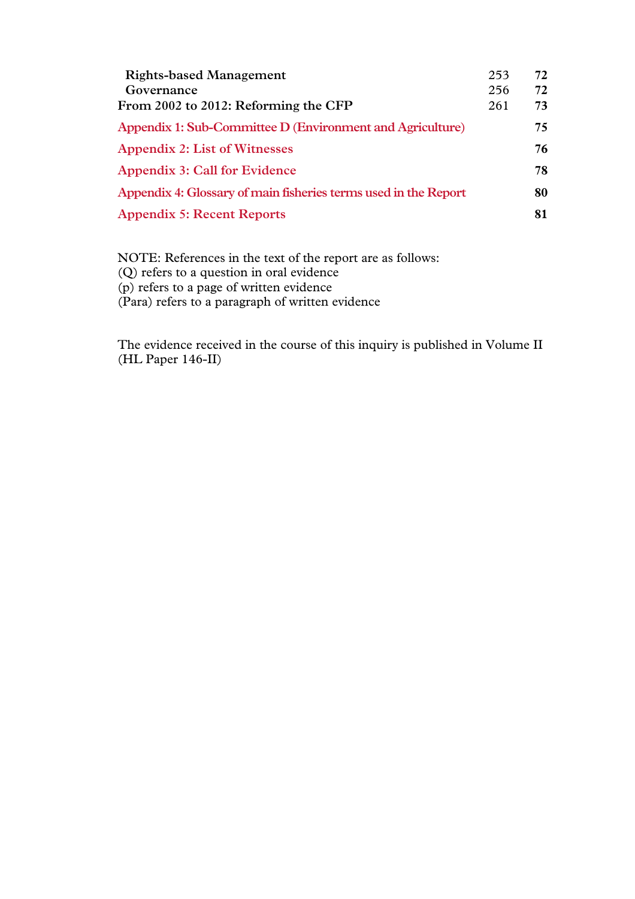| | | |
|---|---|---|
| **Rights-based Management** | 253 | **72** |
| **Governance** | 256 | **72** |
| **From 2002 to 2012: Reforming the CFP** | 261 | **73** |
| **Appendix 1: Sub-Committee D (Environment and Agriculture)** | | **75** |
| **Appendix 2: List of Witnesses** | | **76** |
| **Appendix 3: Call for Evidence** | | **78** |
| **Appendix 4: Glossary of main fisheries terms used in the Report** | | **80** |
| **Appendix 5: Recent Reports** | | **81** |

NOTE: References in the text of the report are as follows:
(Q) refers to a question in oral evidence
(p) refers to a page of written evidence
(Para) refers to a paragraph of written evidence

The evidence received in the course of this inquiry is published in Volume II (HL Paper 146-II)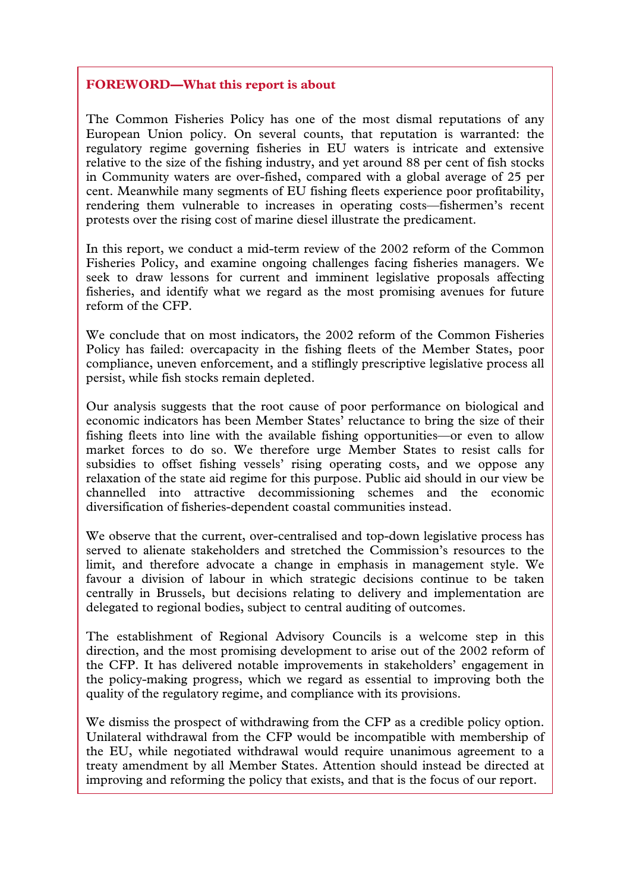## FOREWORD—What this report is about

The Common Fisheries Policy has one of the most dismal reputations of any European Union policy. On several counts, that reputation is warranted: the regulatory regime governing fisheries in EU waters is intricate and extensive relative to the size of the fishing industry, and yet around 88 per cent of fish stocks in Community waters are over-fished, compared with a global average of 25 per cent. Meanwhile many segments of EU fishing fleets experience poor profitability, rendering them vulnerable to increases in operating costs—fishermen's recent protests over the rising cost of marine diesel illustrate the predicament.

In this report, we conduct a mid-term review of the 2002 reform of the Common Fisheries Policy, and examine ongoing challenges facing fisheries managers. We seek to draw lessons for current and imminent legislative proposals affecting fisheries, and identify what we regard as the most promising avenues for future reform of the CFP.

We conclude that on most indicators, the 2002 reform of the Common Fisheries Policy has failed: overcapacity in the fishing fleets of the Member States, poor compliance, uneven enforcement, and a stiflingly prescriptive legislative process all persist, while fish stocks remain depleted.

Our analysis suggests that the root cause of poor performance on biological and economic indicators has been Member States' reluctance to bring the size of their fishing fleets into line with the available fishing opportunities—or even to allow market forces to do so. We therefore urge Member States to resist calls for subsidies to offset fishing vessels' rising operating costs, and we oppose any relaxation of the state aid regime for this purpose. Public aid should in our view be channelled into attractive decommissioning schemes and the economic diversification of fisheries-dependent coastal communities instead.

We observe that the current, over-centralised and top-down legislative process has served to alienate stakeholders and stretched the Commission's resources to the limit, and therefore advocate a change in emphasis in management style. We favour a division of labour in which strategic decisions continue to be taken centrally in Brussels, but decisions relating to delivery and implementation are delegated to regional bodies, subject to central auditing of outcomes.

The establishment of Regional Advisory Councils is a welcome step in this direction, and the most promising development to arise out of the 2002 reform of the CFP. It has delivered notable improvements in stakeholders' engagement in the policy-making progress, which we regard as essential to improving both the quality of the regulatory regime, and compliance with its provisions.

We dismiss the prospect of withdrawing from the CFP as a credible policy option. Unilateral withdrawal from the CFP would be incompatible with membership of the EU, while negotiated withdrawal would require unanimous agreement to a treaty amendment by all Member States. Attention should instead be directed at improving and reforming the policy that exists, and that is the focus of our report.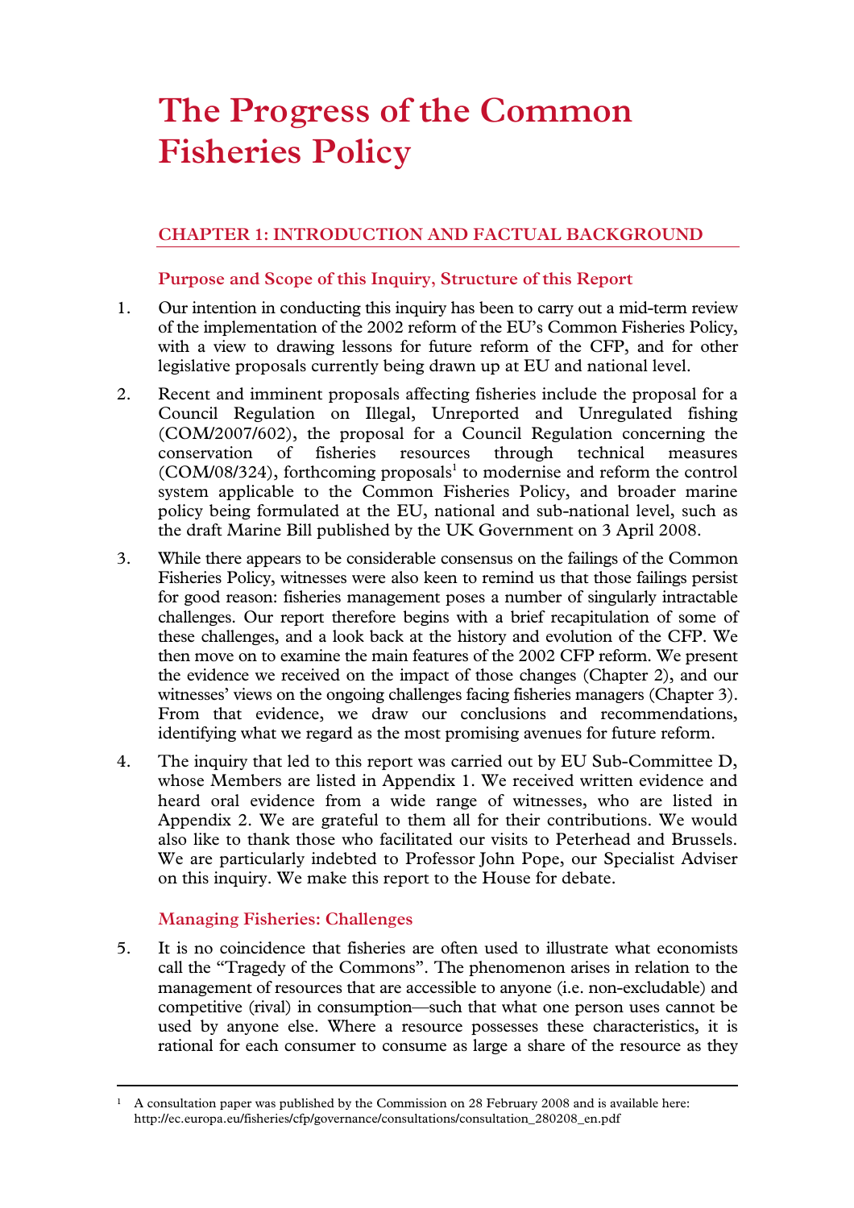# The Progress of the Common Fisheries Policy

## CHAPTER 1: INTRODUCTION AND FACTUAL BACKGROUND

### Purpose and Scope of this Inquiry, Structure of this Report

1. Our intention in conducting this inquiry has been to carry out a mid-term review of the implementation of the 2002 reform of the EU's Common Fisheries Policy, with a view to drawing lessons for future reform of the CFP, and for other legislative proposals currently being drawn up at EU and national level.

2. Recent and imminent proposals affecting fisheries include the proposal for a Council Regulation on Illegal, Unreported and Unregulated fishing (COM/2007/602), the proposal for a Council Regulation concerning the conservation of fisheries resources through technical measures (COM/08/324), forthcoming proposals[1] to modernise and reform the control system applicable to the Common Fisheries Policy, and broader marine policy being formulated at the EU, national and sub-national level, such as the draft Marine Bill published by the UK Government on 3 April 2008.

3. While there appears to be considerable consensus on the failings of the Common Fisheries Policy, witnesses were also keen to remind us that those failings persist for good reason: fisheries management poses a number of singularly intractable challenges. Our report therefore begins with a brief recapitulation of some of these challenges, and a look back at the history and evolution of the CFP. We then move on to examine the main features of the 2002 CFP reform. We present the evidence we received on the impact of those changes (Chapter 2), and our witnesses' views on the ongoing challenges facing fisheries managers (Chapter 3). From that evidence, we draw our conclusions and recommendations, identifying what we regard as the most promising avenues for future reform.

4. The inquiry that led to this report was carried out by EU Sub-Committee D, whose Members are listed in Appendix 1. We received written evidence and heard oral evidence from a wide range of witnesses, who are listed in Appendix 2. We are grateful to them all for their contributions. We would also like to thank those who facilitated our visits to Peterhead and Brussels. We are particularly indebted to Professor John Pope, our Specialist Adviser on this inquiry. We make this report to the House for debate.

### Managing Fisheries: Challenges

5. It is no coincidence that fisheries are often used to illustrate what economists call the "Tragedy of the Commons". The phenomenon arises in relation to the management of resources that are accessible to anyone (i.e. non-excludable) and competitive (rival) in consumption—such that what one person uses cannot be used by anyone else. Where a resource possesses these characteristics, it is rational for each consumer to consume as large a share of the resource as they

---

[1] A consultation paper was published by the Commission on 28 February 2008 and is available here: http://ec.europa.eu/fisheries/cfp/governance/consultations/consultation_280208_en.pdf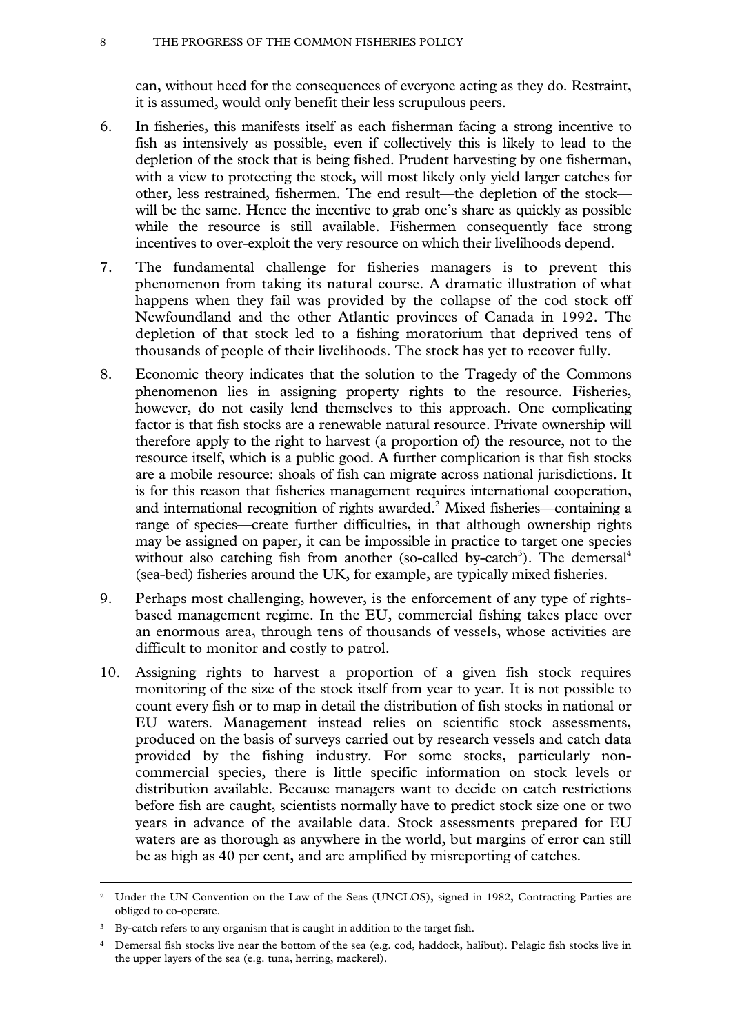can, without heed for the consequences of everyone acting as they do. Restraint, it is assumed, would only benefit their less scrupulous peers.

6. In fisheries, this manifests itself as each fisherman facing a strong incentive to fish as intensively as possible, even if collectively this is likely to lead to the depletion of the stock that is being fished. Prudent harvesting by one fisherman, with a view to protecting the stock, will most likely only yield larger catches for other, less restrained, fishermen. The end result—the depletion of the stock—will be the same. Hence the incentive to grab one's share as quickly as possible while the resource is still available. Fishermen consequently face strong incentives to over-exploit the very resource on which their livelihoods depend.

7. The fundamental challenge for fisheries managers is to prevent this phenomenon from taking its natural course. A dramatic illustration of what happens when they fail was provided by the collapse of the cod stock off Newfoundland and the other Atlantic provinces of Canada in 1992. The depletion of that stock led to a fishing moratorium that deprived tens of thousands of people of their livelihoods. The stock has yet to recover fully.

8. Economic theory indicates that the solution to the Tragedy of the Commons phenomenon lies in assigning property rights to the resource. Fisheries, however, do not easily lend themselves to this approach. One complicating factor is that fish stocks are a renewable natural resource. Private ownership will therefore apply to the right to harvest (a proportion of) the resource, not to the resource itself, which is a public good. A further complication is that fish stocks are a mobile resource: shoals of fish can migrate across national jurisdictions. It is for this reason that fisheries management requires international cooperation, and international recognition of rights awarded.[2] Mixed fisheries—containing a range of species—create further difficulties, in that although ownership rights may be assigned on paper, it can be impossible in practice to target one species without also catching fish from another (so-called by-catch[3]). The demersal[4] (sea-bed) fisheries around the UK, for example, are typically mixed fisheries.

9. Perhaps most challenging, however, is the enforcement of any type of rights-based management regime. In the EU, commercial fishing takes place over an enormous area, through tens of thousands of vessels, whose activities are difficult to monitor and costly to patrol.

10. Assigning rights to harvest a proportion of a given fish stock requires monitoring of the size of the stock itself from year to year. It is not possible to count every fish or to map in detail the distribution of fish stocks in national or EU waters. Management instead relies on scientific stock assessments, produced on the basis of surveys carried out by research vessels and catch data provided by the fishing industry. For some stocks, particularly non-commercial species, there is little specific information on stock levels or distribution available. Because managers want to decide on catch restrictions before fish are caught, scientists normally have to predict stock size one or two years in advance of the available data. Stock assessments prepared for EU waters are as thorough as anywhere in the world, but margins of error can still be as high as 40 per cent, and are amplified by misreporting of catches.

---

[2] Under the UN Convention on the Law of the Seas (UNCLOS), signed in 1982, Contracting Parties are obliged to co-operate.

[3] By-catch refers to any organism that is caught in addition to the target fish.

[4] Demersal fish stocks live near the bottom of the sea (e.g. cod, haddock, halibut). Pelagic fish stocks live in the upper layers of the sea (e.g. tuna, herring, mackerel).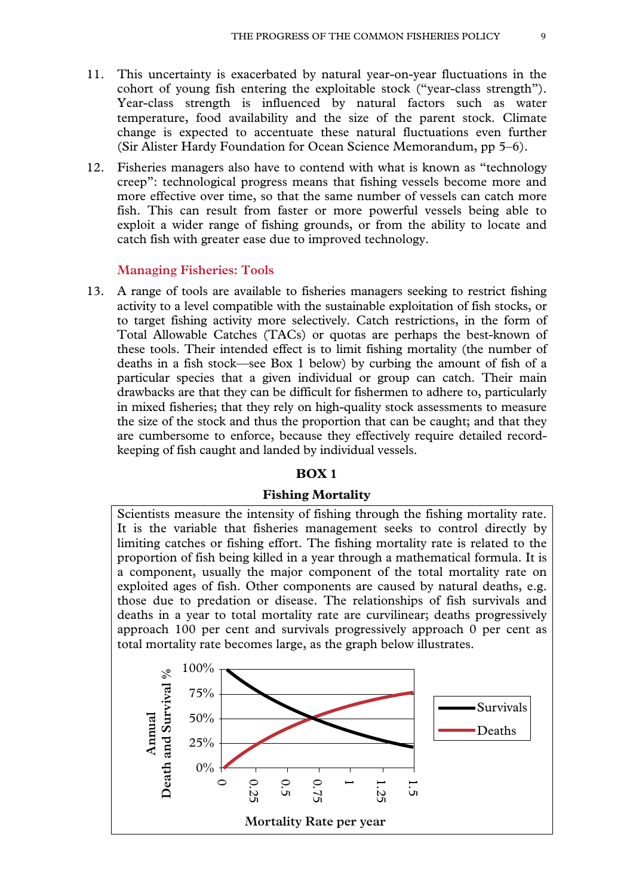11. This uncertainty is exacerbated by natural year-on-year fluctuations in the cohort of young fish entering the exploitable stock ("year-class strength"). Year-class strength is influenced by natural factors such as water temperature, food availability and the size of the parent stock. Climate change is expected to accentuate these natural fluctuations even further (Sir Alister Hardy Foundation for Ocean Science Memorandum, pp 5–6).

12. Fisheries managers also have to contend with what is known as "technology creep": technological progress means that fishing vessels become more and more effective over time, so that the same number of vessels can catch more fish. This can result from faster or more powerful vessels being able to exploit a wider range of fishing grounds, or from the ability to locate and catch fish with greater ease due to improved technology.

### Managing Fisheries: Tools

13. A range of tools are available to fisheries managers seeking to restrict fishing activity to a level compatible with the sustainable exploitation of fish stocks, or to target fishing activity more selectively. Catch restrictions, in the form of Total Allowable Catches (TACs) or quotas are perhaps the best-known of these tools. Their intended effect is to limit fishing mortality (the number of deaths in a fish stock—see Box 1 below) by curbing the amount of fish of a particular species that a given individual or group can catch. Their main drawbacks are that they can be difficult for fishermen to adhere to, particularly in mixed fisheries; that they rely on high-quality stock assessments to measure the size of the stock and thus the proportion that can be caught; and that they are cumbersome to enforce, because they effectively require detailed record-keeping of fish caught and landed by individual vessels.

**BOX 1**

**Fishing Mortality**

Scientists measure the intensity of fishing through the fishing mortality rate. It is the variable that fisheries management seeks to control directly by limiting catches or fishing effort. The fishing mortality rate is related to the proportion of fish being killed in a year through a mathematical formula. It is a component, usually the major component of the total mortality rate on exploited ages of fish. Other components are caused by natural deaths, e.g. those due to predation or disease. The relationships of fish survivals and deaths in a year to total mortality rate are curvilinear; deaths progressively approach 100 per cent and survivals progressively approach 0 per cent as total mortality rate becomes large, as the graph below illustrates.

Annual Death and Survival % — Mortality Rate per year (Survivals, Deaths)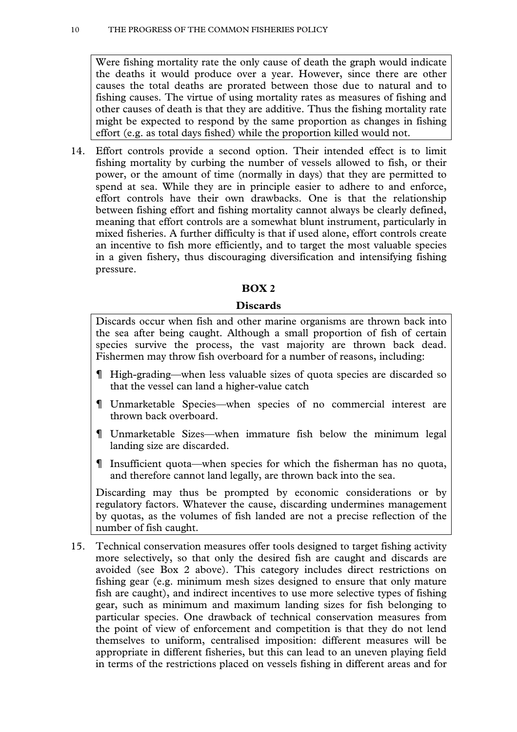Were fishing mortality rate the only cause of death the graph would indicate the deaths it would produce over a year. However, since there are other causes the total deaths are prorated between those due to natural and to fishing causes. The virtue of using mortality rates as measures of fishing and other causes of death is that they are additive. Thus the fishing mortality rate might be expected to respond by the same proportion as changes in fishing effort (e.g. as total days fished) while the proportion killed would not.

14. Effort controls provide a second option. Their intended effect is to limit fishing mortality by curbing the number of vessels allowed to fish, or their power, or the amount of time (normally in days) that they are permitted to spend at sea. While they are in principle easier to adhere to and enforce, effort controls have their own drawbacks. One is that the relationship between fishing effort and fishing mortality cannot always be clearly defined, meaning that effort controls are a somewhat blunt instrument, particularly in mixed fisheries. A further difficulty is that if used alone, effort controls create an incentive to fish more efficiently, and to target the most valuable species in a given fishery, thus discouraging diversification and intensifying fishing pressure.

**BOX 2**

**Discards**

Discards occur when fish and other marine organisms are thrown back into the sea after being caught. Although a small proportion of fish of certain species survive the process, the vast majority are thrown back dead. Fishermen may throw fish overboard for a number of reasons, including:

¶ High-grading—when less valuable sizes of quota species are discarded so that the vessel can land a higher-value catch

¶ Unmarketable Species—when species of no commercial interest are thrown back overboard.

¶ Unmarketable Sizes—when immature fish below the minimum legal landing size are discarded.

¶ Insufficient quota—when species for which the fisherman has no quota, and therefore cannot land legally, are thrown back into the sea.

Discarding may thus be prompted by economic considerations or by regulatory factors. Whatever the cause, discarding undermines management by quotas, as the volumes of fish landed are not a precise reflection of the number of fish caught.

15. Technical conservation measures offer tools designed to target fishing activity more selectively, so that only the desired fish are caught and discards are avoided (see Box 2 above). This category includes direct restrictions on fishing gear (e.g. minimum mesh sizes designed to ensure that only mature fish are caught), and indirect incentives to use more selective types of fishing gear, such as minimum and maximum landing sizes for fish belonging to particular species. One drawback of technical conservation measures from the point of view of enforcement and competition is that they do not lend themselves to uniform, centralised imposition: different measures will be appropriate in different fisheries, but this can lead to an uneven playing field in terms of the restrictions placed on vessels fishing in different areas and for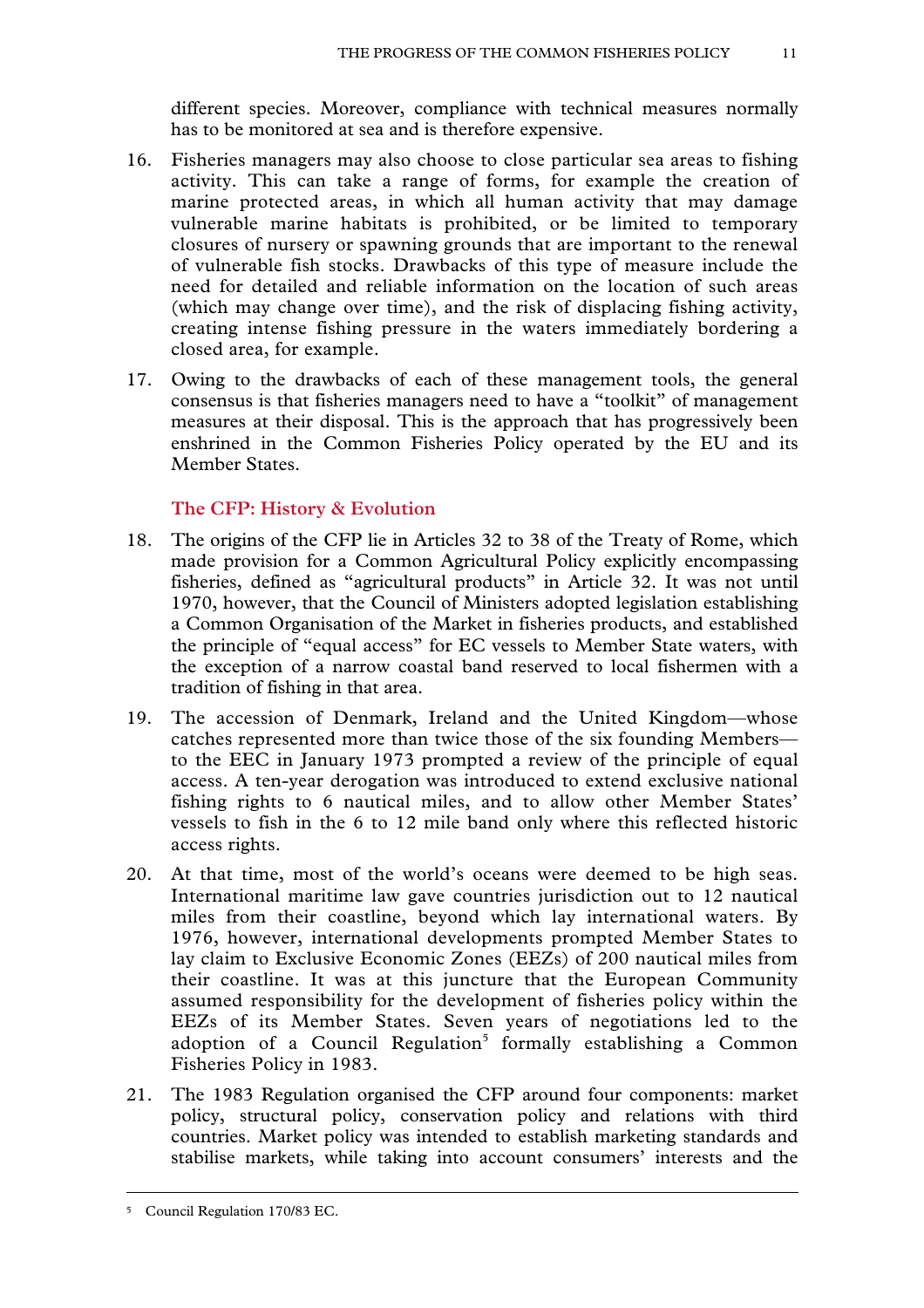different species. Moreover, compliance with technical measures normally has to be monitored at sea and is therefore expensive.

16. Fisheries managers may also choose to close particular sea areas to fishing activity. This can take a range of forms, for example the creation of marine protected areas, in which all human activity that may damage vulnerable marine habitats is prohibited, or be limited to temporary closures of nursery or spawning grounds that are important to the renewal of vulnerable fish stocks. Drawbacks of this type of measure include the need for detailed and reliable information on the location of such areas (which may change over time), and the risk of displacing fishing activity, creating intense fishing pressure in the waters immediately bordering a closed area, for example.

17. Owing to the drawbacks of each of these management tools, the general consensus is that fisheries managers need to have a "toolkit" of management measures at their disposal. This is the approach that has progressively been enshrined in the Common Fisheries Policy operated by the EU and its Member States.

## The CFP: History & Evolution

18. The origins of the CFP lie in Articles 32 to 38 of the Treaty of Rome, which made provision for a Common Agricultural Policy explicitly encompassing fisheries, defined as "agricultural products" in Article 32. It was not until 1970, however, that the Council of Ministers adopted legislation establishing a Common Organisation of the Market in fisheries products, and established the principle of "equal access" for EC vessels to Member State waters, with the exception of a narrow coastal band reserved to local fishermen with a tradition of fishing in that area.

19. The accession of Denmark, Ireland and the United Kingdom—whose catches represented more than twice those of the six founding Members—to the EEC in January 1973 prompted a review of the principle of equal access. A ten-year derogation was introduced to extend exclusive national fishing rights to 6 nautical miles, and to allow other Member States' vessels to fish in the 6 to 12 mile band only where this reflected historic access rights.

20. At that time, most of the world's oceans were deemed to be high seas. International maritime law gave countries jurisdiction out to 12 nautical miles from their coastline, beyond which lay international waters. By 1976, however, international developments prompted Member States to lay claim to Exclusive Economic Zones (EEZs) of 200 nautical miles from their coastline. It was at this juncture that the European Community assumed responsibility for the development of fisheries policy within the EEZs of its Member States. Seven years of negotiations led to the adoption of a Council Regulation[5] formally establishing a Common Fisheries Policy in 1983.

21. The 1983 Regulation organised the CFP around four components: market policy, structural policy, conservation policy and relations with third countries. Market policy was intended to establish marketing standards and stabilise markets, while taking into account consumers' interests and the

---

[5] Council Regulation 170/83 EC.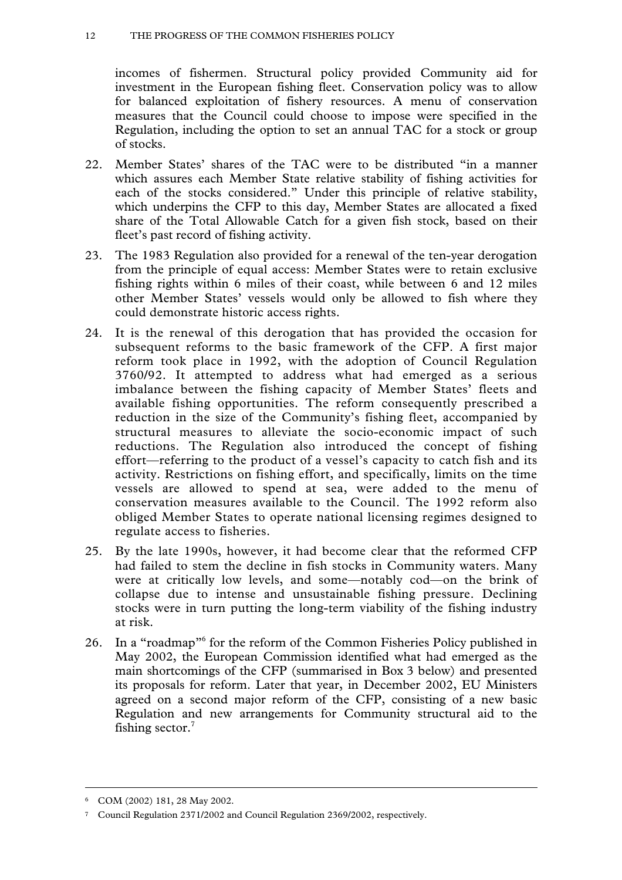incomes of fishermen. Structural policy provided Community aid for investment in the European fishing fleet. Conservation policy was to allow for balanced exploitation of fishery resources. A menu of conservation measures that the Council could choose to impose were specified in the Regulation, including the option to set an annual TAC for a stock or group of stocks.

22. Member States' shares of the TAC were to be distributed "in a manner which assures each Member State relative stability of fishing activities for each of the stocks considered." Under this principle of relative stability, which underpins the CFP to this day, Member States are allocated a fixed share of the Total Allowable Catch for a given fish stock, based on their fleet's past record of fishing activity.

23. The 1983 Regulation also provided for a renewal of the ten-year derogation from the principle of equal access: Member States were to retain exclusive fishing rights within 6 miles of their coast, while between 6 and 12 miles other Member States' vessels would only be allowed to fish where they could demonstrate historic access rights.

24. It is the renewal of this derogation that has provided the occasion for subsequent reforms to the basic framework of the CFP. A first major reform took place in 1992, with the adoption of Council Regulation 3760/92. It attempted to address what had emerged as a serious imbalance between the fishing capacity of Member States' fleets and available fishing opportunities. The reform consequently prescribed a reduction in the size of the Community's fishing fleet, accompanied by structural measures to alleviate the socio-economic impact of such reductions. The Regulation also introduced the concept of fishing effort—referring to the product of a vessel's capacity to catch fish and its activity. Restrictions on fishing effort, and specifically, limits on the time vessels are allowed to spend at sea, were added to the menu of conservation measures available to the Council. The 1992 reform also obliged Member States to operate national licensing regimes designed to regulate access to fisheries.

25. By the late 1990s, however, it had become clear that the reformed CFP had failed to stem the decline in fish stocks in Community waters. Many were at critically low levels, and some—notably cod—on the brink of collapse due to intense and unsustainable fishing pressure. Declining stocks were in turn putting the long-term viability of the fishing industry at risk.

26. In a "roadmap"[6] for the reform of the Common Fisheries Policy published in May 2002, the European Commission identified what had emerged as the main shortcomings of the CFP (summarised in Box 3 below) and presented its proposals for reform. Later that year, in December 2002, EU Ministers agreed on a second major reform of the CFP, consisting of a new basic Regulation and new arrangements for Community structural aid to the fishing sector.[7]

---

[6] COM (2002) 181, 28 May 2002.

[7] Council Regulation 2371/2002 and Council Regulation 2369/2002, respectively.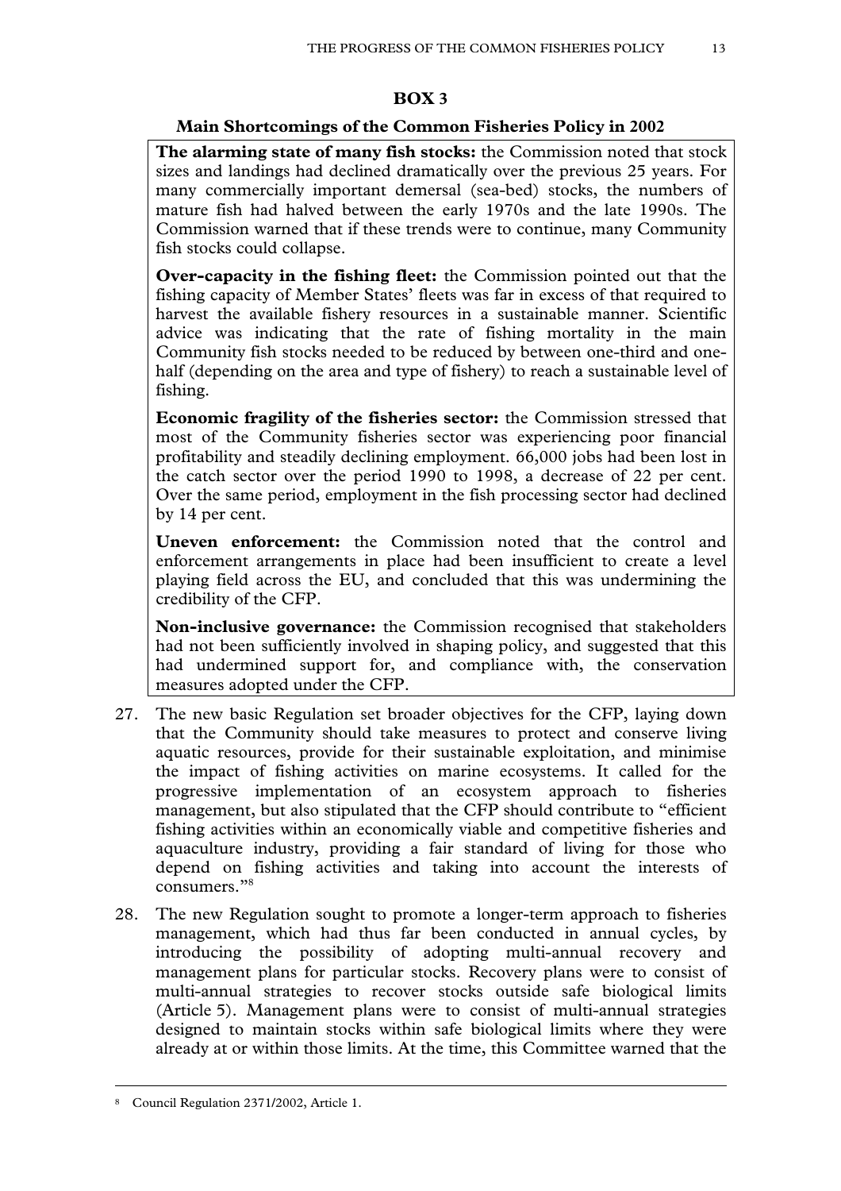### BOX 3

#### Main Shortcomings of the Common Fisheries Policy in 2002

**The alarming state of many fish stocks:** the Commission noted that stock sizes and landings had declined dramatically over the previous 25 years. For many commercially important demersal (sea-bed) stocks, the numbers of mature fish had halved between the early 1970s and the late 1990s. The Commission warned that if these trends were to continue, many Community fish stocks could collapse.

**Over-capacity in the fishing fleet:** the Commission pointed out that the fishing capacity of Member States' fleets was far in excess of that required to harvest the available fishery resources in a sustainable manner. Scientific advice was indicating that the rate of fishing mortality in the main Community fish stocks needed to be reduced by between one-third and one-half (depending on the area and type of fishery) to reach a sustainable level of fishing.

**Economic fragility of the fisheries sector:** the Commission stressed that most of the Community fisheries sector was experiencing poor financial profitability and steadily declining employment. 66,000 jobs had been lost in the catch sector over the period 1990 to 1998, a decrease of 22 per cent. Over the same period, employment in the fish processing sector had declined by 14 per cent.

**Uneven enforcement:** the Commission noted that the control and enforcement arrangements in place had been insufficient to create a level playing field across the EU, and concluded that this was undermining the credibility of the CFP.

**Non-inclusive governance:** the Commission recognised that stakeholders had not been sufficiently involved in shaping policy, and suggested that this had undermined support for, and compliance with, the conservation measures adopted under the CFP.

27. The new basic Regulation set broader objectives for the CFP, laying down that the Community should take measures to protect and conserve living aquatic resources, provide for their sustainable exploitation, and minimise the impact of fishing activities on marine ecosystems. It called for the progressive implementation of an ecosystem approach to fisheries management, but also stipulated that the CFP should contribute to "efficient fishing activities within an economically viable and competitive fisheries and aquaculture industry, providing a fair standard of living for those who depend on fishing activities and taking into account the interests of consumers."[8]

28. The new Regulation sought to promote a longer-term approach to fisheries management, which had thus far been conducted in annual cycles, by introducing the possibility of adopting multi-annual recovery and management plans for particular stocks. Recovery plans were to consist of multi-annual strategies to recover stocks outside safe biological limits (Article 5). Management plans were to consist of multi-annual strategies designed to maintain stocks within safe biological limits where they were already at or within those limits. At the time, this Committee warned that the

---

[8] Council Regulation 2371/2002, Article 1.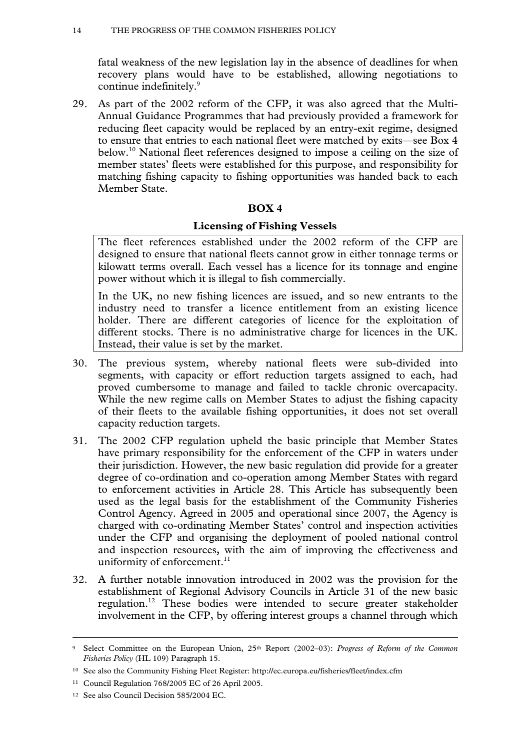fatal weakness of the new legislation lay in the absence of deadlines for when recovery plans would have to be established, allowing negotiations to continue indefinitely.[9]

29. As part of the 2002 reform of the CFP, it was also agreed that the Multi-Annual Guidance Programmes that had previously provided a framework for reducing fleet capacity would be replaced by an entry-exit regime, designed to ensure that entries to each national fleet were matched by exits—see Box 4 below.[10] National fleet references designed to impose a ceiling on the size of member states' fleets were established for this purpose, and responsibility for matching fishing capacity to fishing opportunities was handed back to each Member State.

**BOX 4**

**Licensing of Fishing Vessels**

The fleet references established under the 2002 reform of the CFP are designed to ensure that national fleets cannot grow in either tonnage terms or kilowatt terms overall. Each vessel has a licence for its tonnage and engine power without which it is illegal to fish commercially.

In the UK, no new fishing licences are issued, and so new entrants to the industry need to transfer a licence entitlement from an existing licence holder. There are different categories of licence for the exploitation of different stocks. There is no administrative charge for licences in the UK. Instead, their value is set by the market.

30. The previous system, whereby national fleets were sub-divided into segments, with capacity or effort reduction targets assigned to each, had proved cumbersome to manage and failed to tackle chronic overcapacity. While the new regime calls on Member States to adjust the fishing capacity of their fleets to the available fishing opportunities, it does not set overall capacity reduction targets.

31. The 2002 CFP regulation upheld the basic principle that Member States have primary responsibility for the enforcement of the CFP in waters under their jurisdiction. However, the new basic regulation did provide for a greater degree of co-ordination and co-operation among Member States with regard to enforcement activities in Article 28. This Article has subsequently been used as the legal basis for the establishment of the Community Fisheries Control Agency. Agreed in 2005 and operational since 2007, the Agency is charged with co-ordinating Member States' control and inspection activities under the CFP and organising the deployment of pooled national control and inspection resources, with the aim of improving the effectiveness and uniformity of enforcement.[11]

32. A further notable innovation introduced in 2002 was the provision for the establishment of Regional Advisory Councils in Article 31 of the new basic regulation.[12] These bodies were intended to secure greater stakeholder involvement in the CFP, by offering interest groups a channel through which

---

[9] Select Committee on the European Union, 25th Report (2002–03): *Progress of Reform of the Common Fisheries Policy* (HL 109) Paragraph 15.

[10] See also the Community Fishing Fleet Register: http://ec.europa.eu/fisheries/fleet/index.cfm

[11] Council Regulation 768/2005 EC of 26 April 2005.

[12] See also Council Decision 585/2004 EC.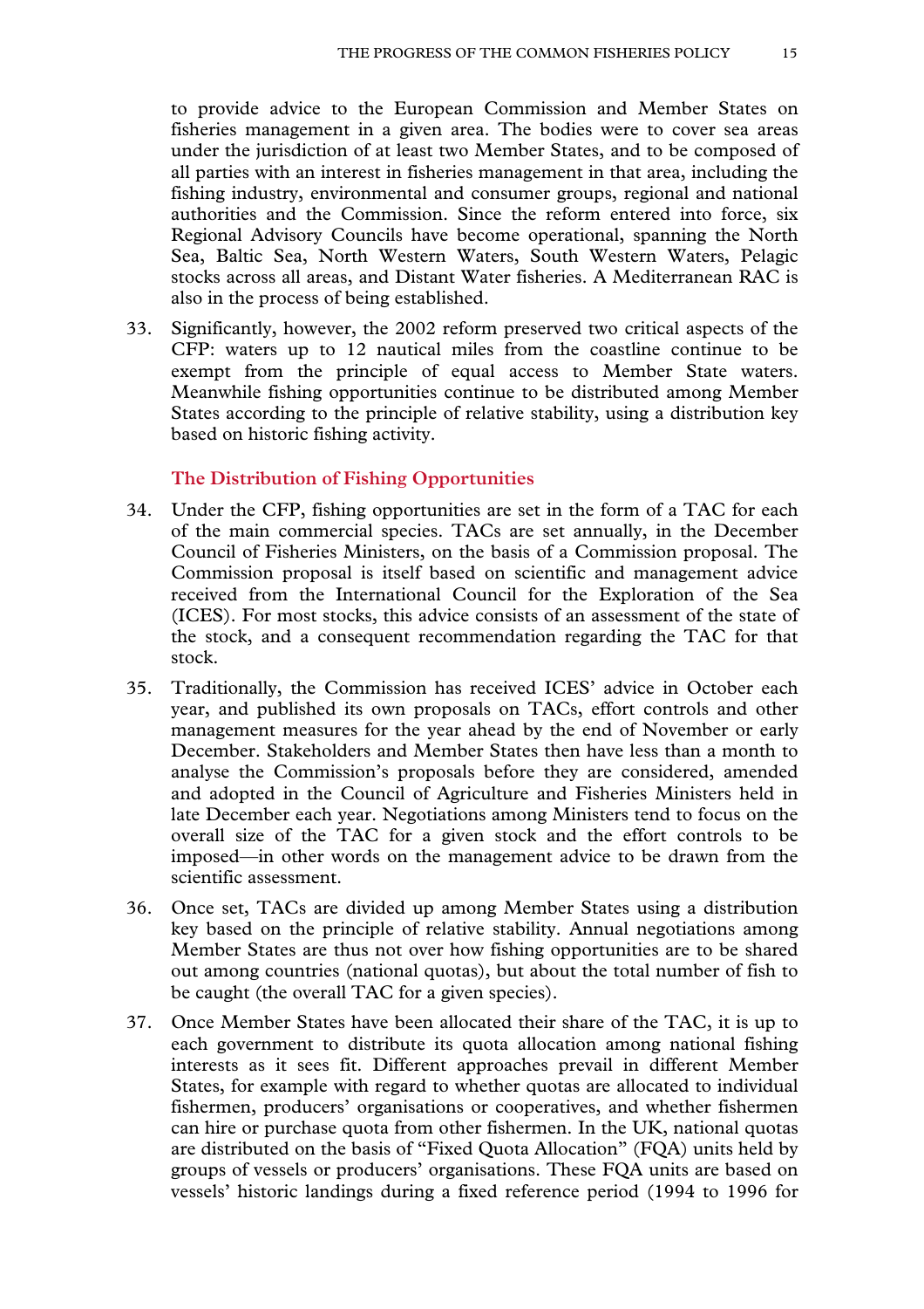to provide advice to the European Commission and Member States on fisheries management in a given area. The bodies were to cover sea areas under the jurisdiction of at least two Member States, and to be composed of all parties with an interest in fisheries management in that area, including the fishing industry, environmental and consumer groups, regional and national authorities and the Commission. Since the reform entered into force, six Regional Advisory Councils have become operational, spanning the North Sea, Baltic Sea, North Western Waters, South Western Waters, Pelagic stocks across all areas, and Distant Water fisheries. A Mediterranean RAC is also in the process of being established.

33. Significantly, however, the 2002 reform preserved two critical aspects of the CFP: waters up to 12 nautical miles from the coastline continue to be exempt from the principle of equal access to Member State waters. Meanwhile fishing opportunities continue to be distributed among Member States according to the principle of relative stability, using a distribution key based on historic fishing activity.

### The Distribution of Fishing Opportunities

34. Under the CFP, fishing opportunities are set in the form of a TAC for each of the main commercial species. TACs are set annually, in the December Council of Fisheries Ministers, on the basis of a Commission proposal. The Commission proposal is itself based on scientific and management advice received from the International Council for the Exploration of the Sea (ICES). For most stocks, this advice consists of an assessment of the state of the stock, and a consequent recommendation regarding the TAC for that stock.

35. Traditionally, the Commission has received ICES' advice in October each year, and published its own proposals on TACs, effort controls and other management measures for the year ahead by the end of November or early December. Stakeholders and Member States then have less than a month to analyse the Commission's proposals before they are considered, amended and adopted in the Council of Agriculture and Fisheries Ministers held in late December each year. Negotiations among Ministers tend to focus on the overall size of the TAC for a given stock and the effort controls to be imposed—in other words on the management advice to be drawn from the scientific assessment.

36. Once set, TACs are divided up among Member States using a distribution key based on the principle of relative stability. Annual negotiations among Member States are thus not over how fishing opportunities are to be shared out among countries (national quotas), but about the total number of fish to be caught (the overall TAC for a given species).

37. Once Member States have been allocated their share of the TAC, it is up to each government to distribute its quota allocation among national fishing interests as it sees fit. Different approaches prevail in different Member States, for example with regard to whether quotas are allocated to individual fishermen, producers' organisations or cooperatives, and whether fishermen can hire or purchase quota from other fishermen. In the UK, national quotas are distributed on the basis of "Fixed Quota Allocation" (FQA) units held by groups of vessels or producers' organisations. These FQA units are based on vessels' historic landings during a fixed reference period (1994 to 1996 for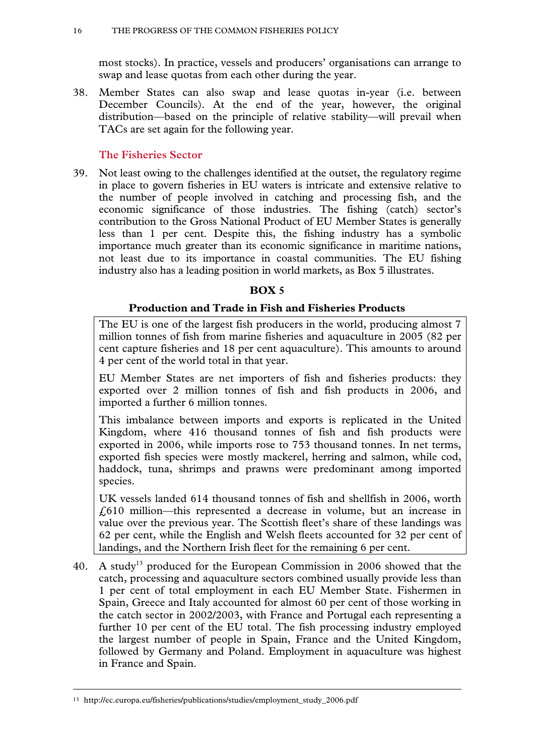most stocks). In practice, vessels and producers' organisations can arrange to swap and lease quotas from each other during the year.

38. Member States can also swap and lease quotas in-year (i.e. between December Councils). At the end of the year, however, the original distribution—based on the principle of relative stability—will prevail when TACs are set again for the following year.

## The Fisheries Sector

39. Not least owing to the challenges identified at the outset, the regulatory regime in place to govern fisheries in EU waters is intricate and extensive relative to the number of people involved in catching and processing fish, and the economic significance of those industries. The fishing (catch) sector's contribution to the Gross National Product of EU Member States is generally less than 1 per cent. Despite this, the fishing industry has a symbolic importance much greater than its economic significance in maritime nations, not least due to its importance in coastal communities. The EU fishing industry also has a leading position in world markets, as Box 5 illustrates.

**BOX 5**

**Production and Trade in Fish and Fisheries Products**

The EU is one of the largest fish producers in the world, producing almost 7 million tonnes of fish from marine fisheries and aquaculture in 2005 (82 per cent capture fisheries and 18 per cent aquaculture). This amounts to around 4 per cent of the world total in that year.

EU Member States are net importers of fish and fisheries products: they exported over 2 million tonnes of fish and fish products in 2006, and imported a further 6 million tonnes.

This imbalance between imports and exports is replicated in the United Kingdom, where 416 thousand tonnes of fish and fish products were exported in 2006, while imports rose to 753 thousand tonnes. In net terms, exported fish species were mostly mackerel, herring and salmon, while cod, haddock, tuna, shrimps and prawns were predominant among imported species.

UK vessels landed 614 thousand tonnes of fish and shellfish in 2006, worth £610 million—this represented a decrease in volume, but an increase in value over the previous year. The Scottish fleet's share of these landings was 62 per cent, while the English and Welsh fleets accounted for 32 per cent of landings, and the Northern Irish fleet for the remaining 6 per cent.

40. A study[13] produced for the European Commission in 2006 showed that the catch, processing and aquaculture sectors combined usually provide less than 1 per cent of total employment in each EU Member State. Fishermen in Spain, Greece and Italy accounted for almost 60 per cent of those working in the catch sector in 2002/2003, with France and Portugal each representing a further 10 per cent of the EU total. The fish processing industry employed the largest number of people in Spain, France and the United Kingdom, followed by Germany and Poland. Employment in aquaculture was highest in France and Spain.

[13] http://ec.europa.eu/fisheries/publications/studies/employment_study_2006.pdf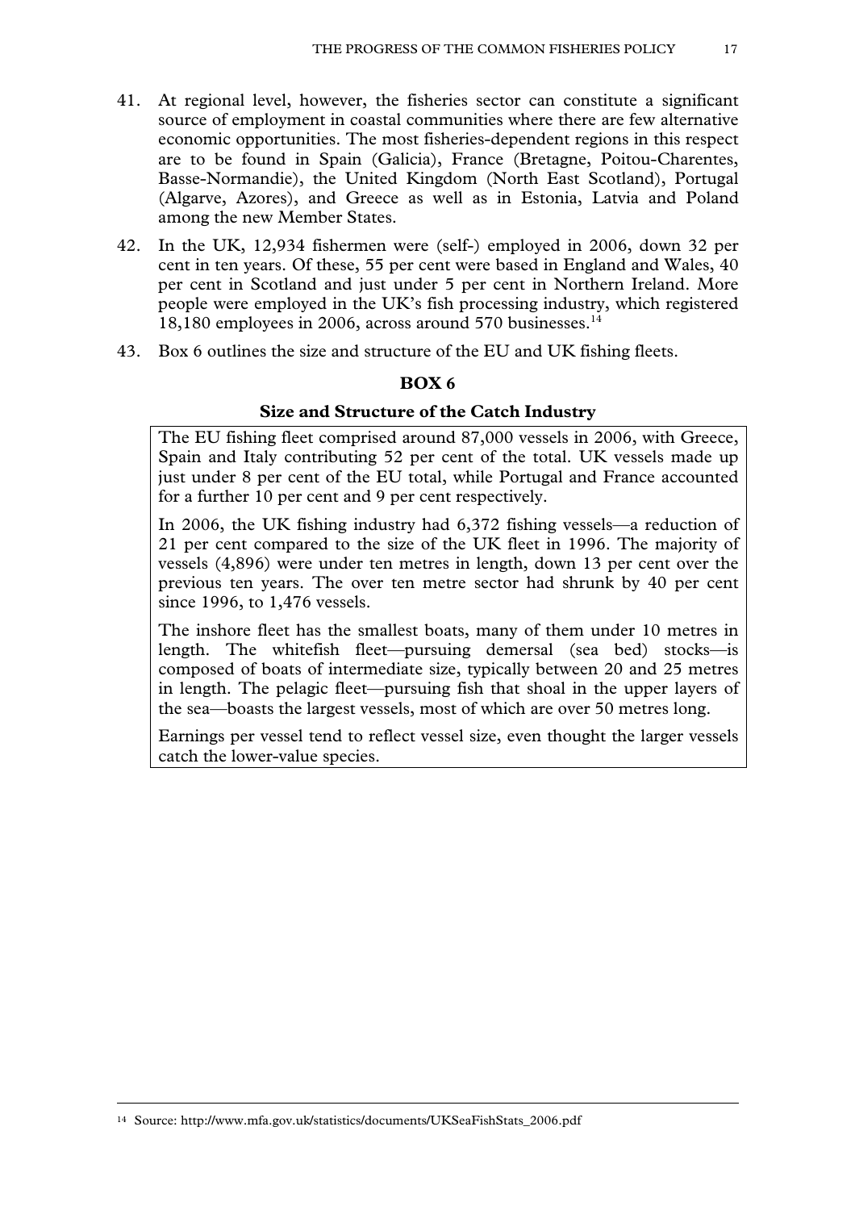41. At regional level, however, the fisheries sector can constitute a significant source of employment in coastal communities where there are few alternative economic opportunities. The most fisheries-dependent regions in this respect are to be found in Spain (Galicia), France (Bretagne, Poitou-Charentes, Basse-Normandie), the United Kingdom (North East Scotland), Portugal (Algarve, Azores), and Greece as well as in Estonia, Latvia and Poland among the new Member States.

42. In the UK, 12,934 fishermen were (self-) employed in 2006, down 32 per cent in ten years. Of these, 55 per cent were based in England and Wales, 40 per cent in Scotland and just under 5 per cent in Northern Ireland. More people were employed in the UK's fish processing industry, which registered 18,180 employees in 2006, across around 570 businesses.[14]

43. Box 6 outlines the size and structure of the EU and UK fishing fleets.

**BOX 6**

**Size and Structure of the Catch Industry**

The EU fishing fleet comprised around 87,000 vessels in 2006, with Greece, Spain and Italy contributing 52 per cent of the total. UK vessels made up just under 8 per cent of the EU total, while Portugal and France accounted for a further 10 per cent and 9 per cent respectively.

In 2006, the UK fishing industry had 6,372 fishing vessels—a reduction of 21 per cent compared to the size of the UK fleet in 1996. The majority of vessels (4,896) were under ten metres in length, down 13 per cent over the previous ten years. The over ten metre sector had shrunk by 40 per cent since 1996, to 1,476 vessels.

The inshore fleet has the smallest boats, many of them under 10 metres in length. The whitefish fleet—pursuing demersal (sea bed) stocks—is composed of boats of intermediate size, typically between 20 and 25 metres in length. The pelagic fleet—pursuing fish that shoal in the upper layers of the sea—boasts the largest vessels, most of which are over 50 metres long.

Earnings per vessel tend to reflect vessel size, even thought the larger vessels catch the lower-value species.

---

[14] Source: http://www.mfa.gov.uk/statistics/documents/UKSeaFishStats_2006.pdf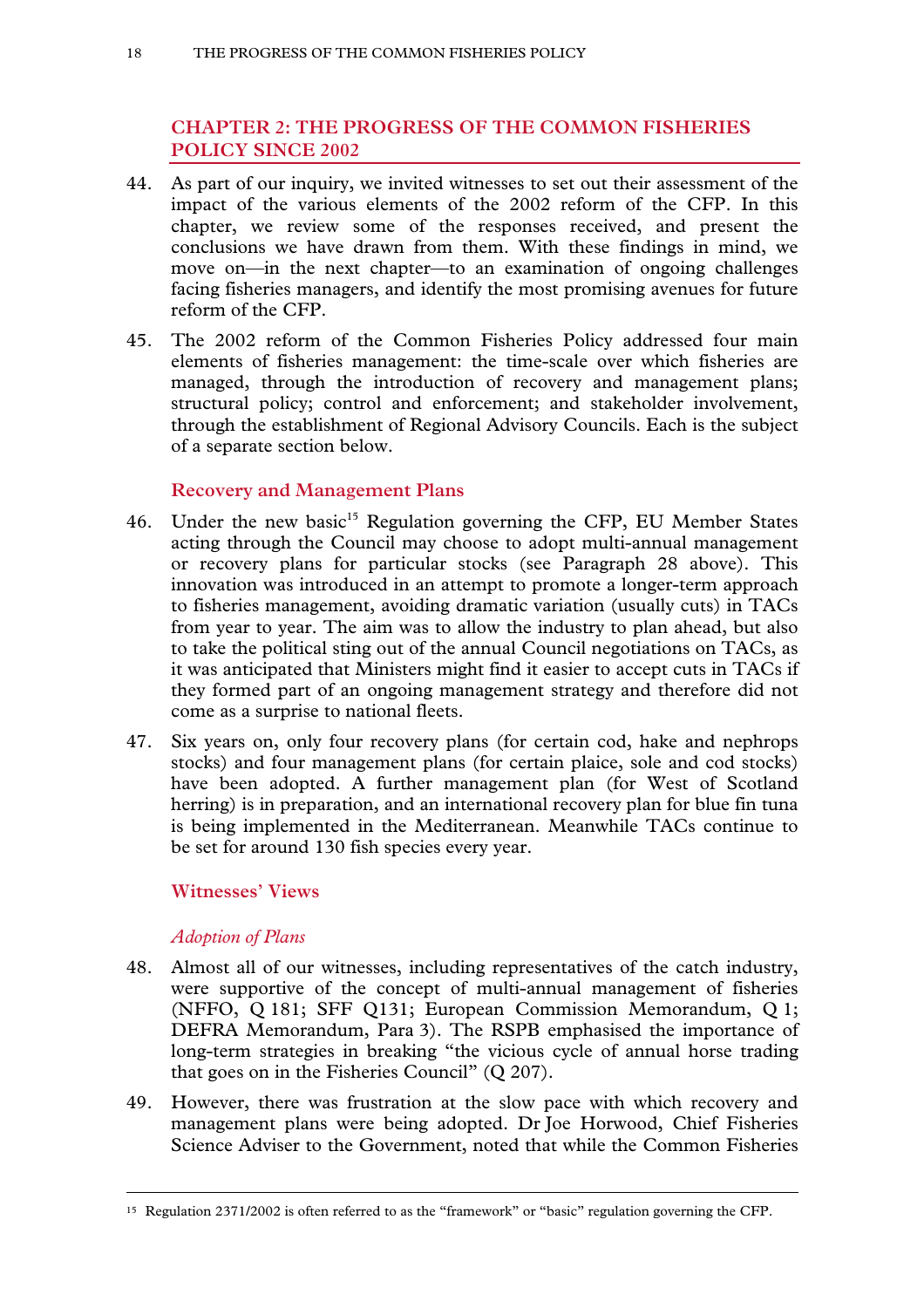## CHAPTER 2: THE PROGRESS OF THE COMMON FISHERIES POLICY SINCE 2002

44. As part of our inquiry, we invited witnesses to set out their assessment of the impact of the various elements of the 2002 reform of the CFP. In this chapter, we review some of the responses received, and present the conclusions we have drawn from them. With these findings in mind, we move on—in the next chapter—to an examination of ongoing challenges facing fisheries managers, and identify the most promising avenues for future reform of the CFP.

45. The 2002 reform of the Common Fisheries Policy addressed four main elements of fisheries management: the time-scale over which fisheries are managed, through the introduction of recovery and management plans; structural policy; control and enforcement; and stakeholder involvement, through the establishment of Regional Advisory Councils. Each is the subject of a separate section below.

### Recovery and Management Plans

46. Under the new basic[15] Regulation governing the CFP, EU Member States acting through the Council may choose to adopt multi-annual management or recovery plans for particular stocks (see Paragraph 28 above). This innovation was introduced in an attempt to promote a longer-term approach to fisheries management, avoiding dramatic variation (usually cuts) in TACs from year to year. The aim was to allow the industry to plan ahead, but also to take the political sting out of the annual Council negotiations on TACs, as it was anticipated that Ministers might find it easier to accept cuts in TACs if they formed part of an ongoing management strategy and therefore did not come as a surprise to national fleets.

47. Six years on, only four recovery plans (for certain cod, hake and nephrops stocks) and four management plans (for certain plaice, sole and cod stocks) have been adopted. A further management plan (for West of Scotland herring) is in preparation, and an international recovery plan for blue fin tuna is being implemented in the Mediterranean. Meanwhile TACs continue to be set for around 130 fish species every year.

### Witnesses' Views

#### *Adoption of Plans*

48. Almost all of our witnesses, including representatives of the catch industry, were supportive of the concept of multi-annual management of fisheries (NFFO, Q 181; SFF Q131; European Commission Memorandum, Q 1; DEFRA Memorandum, Para 3). The RSPB emphasised the importance of long-term strategies in breaking "the vicious cycle of annual horse trading that goes on in the Fisheries Council" (Q 207).

49. However, there was frustration at the slow pace with which recovery and management plans were being adopted. Dr Joe Horwood, Chief Fisheries Science Adviser to the Government, noted that while the Common Fisheries

---

[15] Regulation 2371/2002 is often referred to as the "framework" or "basic" regulation governing the CFP.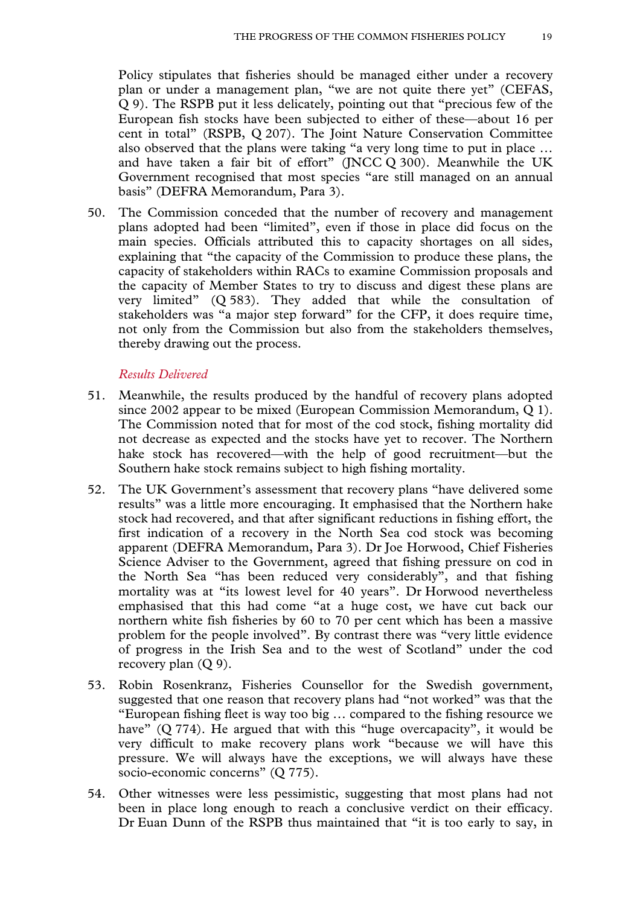Policy stipulates that fisheries should be managed either under a recovery plan or under a management plan, "we are not quite there yet" (CEFAS, Q 9). The RSPB put it less delicately, pointing out that "precious few of the European fish stocks have been subjected to either of these—about 16 per cent in total" (RSPB, Q 207). The Joint Nature Conservation Committee also observed that the plans were taking "a very long time to put in place … and have taken a fair bit of effort" (JNCC Q 300). Meanwhile the UK Government recognised that most species "are still managed on an annual basis" (DEFRA Memorandum, Para 3).

50. The Commission conceded that the number of recovery and management plans adopted had been "limited", even if those in place did focus on the main species. Officials attributed this to capacity shortages on all sides, explaining that "the capacity of the Commission to produce these plans, the capacity of stakeholders within RACs to examine Commission proposals and the capacity of Member States to try to discuss and digest these plans are very limited" (Q 583). They added that while the consultation of stakeholders was "a major step forward" for the CFP, it does require time, not only from the Commission but also from the stakeholders themselves, thereby drawing out the process.

*Results Delivered*

51. Meanwhile, the results produced by the handful of recovery plans adopted since 2002 appear to be mixed (European Commission Memorandum, Q 1). The Commission noted that for most of the cod stock, fishing mortality did not decrease as expected and the stocks have yet to recover. The Northern hake stock has recovered—with the help of good recruitment—but the Southern hake stock remains subject to high fishing mortality.

52. The UK Government's assessment that recovery plans "have delivered some results" was a little more encouraging. It emphasised that the Northern hake stock had recovered, and that after significant reductions in fishing effort, the first indication of a recovery in the North Sea cod stock was becoming apparent (DEFRA Memorandum, Para 3). Dr Joe Horwood, Chief Fisheries Science Adviser to the Government, agreed that fishing pressure on cod in the North Sea "has been reduced very considerably", and that fishing mortality was at "its lowest level for 40 years". Dr Horwood nevertheless emphasised that this had come "at a huge cost, we have cut back our northern white fish fisheries by 60 to 70 per cent which has been a massive problem for the people involved". By contrast there was "very little evidence of progress in the Irish Sea and to the west of Scotland" under the cod recovery plan (Q 9).

53. Robin Rosenkranz, Fisheries Counsellor for the Swedish government, suggested that one reason that recovery plans had "not worked" was that the "European fishing fleet is way too big … compared to the fishing resource we have" (Q 774). He argued that with this "huge overcapacity", it would be very difficult to make recovery plans work "because we will have this pressure. We will always have the exceptions, we will always have these socio-economic concerns" (Q 775).

54. Other witnesses were less pessimistic, suggesting that most plans had not been in place long enough to reach a conclusive verdict on their efficacy. Dr Euan Dunn of the RSPB thus maintained that "it is too early to say, in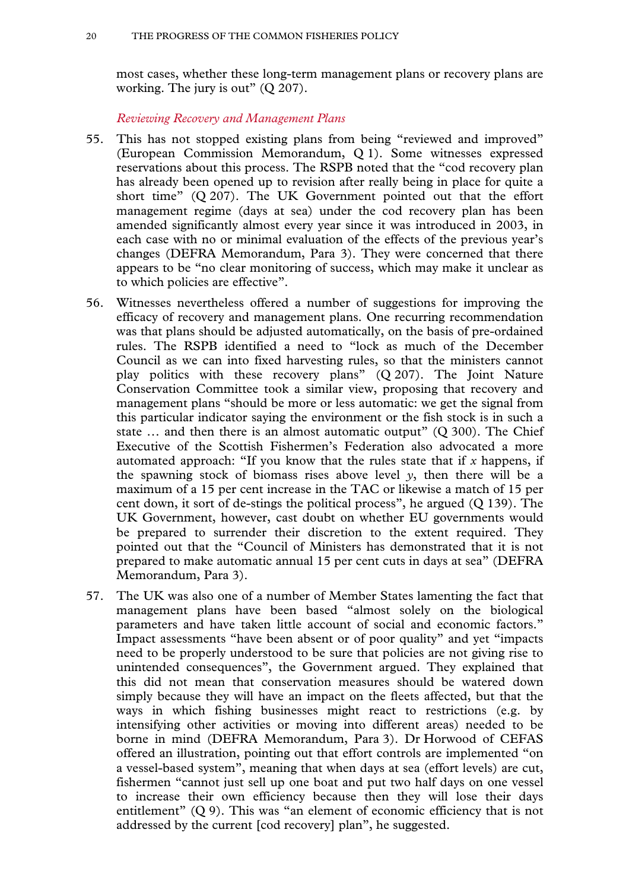most cases, whether these long-term management plans or recovery plans are working. The jury is out" (Q 207).

### *Reviewing Recovery and Management Plans*

55. This has not stopped existing plans from being "reviewed and improved" (European Commission Memorandum, Q 1). Some witnesses expressed reservations about this process. The RSPB noted that the "cod recovery plan has already been opened up to revision after really being in place for quite a short time" (Q 207). The UK Government pointed out that the effort management regime (days at sea) under the cod recovery plan has been amended significantly almost every year since it was introduced in 2003, in each case with no or minimal evaluation of the effects of the previous year's changes (DEFRA Memorandum, Para 3). They were concerned that there appears to be "no clear monitoring of success, which may make it unclear as to which policies are effective".

56. Witnesses nevertheless offered a number of suggestions for improving the efficacy of recovery and management plans. One recurring recommendation was that plans should be adjusted automatically, on the basis of pre-ordained rules. The RSPB identified a need to "lock as much of the December Council as we can into fixed harvesting rules, so that the ministers cannot play politics with these recovery plans" (Q 207). The Joint Nature Conservation Committee took a similar view, proposing that recovery and management plans "should be more or less automatic: we get the signal from this particular indicator saying the environment or the fish stock is in such a state … and then there is an almost automatic output" (Q 300). The Chief Executive of the Scottish Fishermen's Federation also advocated a more automated approach: "If you know that the rules state that if *x* happens, if the spawning stock of biomass rises above level *y*, then there will be a maximum of a 15 per cent increase in the TAC or likewise a match of 15 per cent down, it sort of de-stings the political process", he argued (Q 139). The UK Government, however, cast doubt on whether EU governments would be prepared to surrender their discretion to the extent required. They pointed out that the "Council of Ministers has demonstrated that it is not prepared to make automatic annual 15 per cent cuts in days at sea" (DEFRA Memorandum, Para 3).

57. The UK was also one of a number of Member States lamenting the fact that management plans have been based "almost solely on the biological parameters and have taken little account of social and economic factors." Impact assessments "have been absent or of poor quality" and yet "impacts need to be properly understood to be sure that policies are not giving rise to unintended consequences", the Government argued. They explained that this did not mean that conservation measures should be watered down simply because they will have an impact on the fleets affected, but that the ways in which fishing businesses might react to restrictions (e.g. by intensifying other activities or moving into different areas) needed to be borne in mind (DEFRA Memorandum, Para 3). Dr Horwood of CEFAS offered an illustration, pointing out that effort controls are implemented "on a vessel-based system", meaning that when days at sea (effort levels) are cut, fishermen "cannot just sell up one boat and put two half days on one vessel to increase their own efficiency because then they will lose their days entitlement" (Q 9). This was "an element of economic efficiency that is not addressed by the current [cod recovery] plan", he suggested.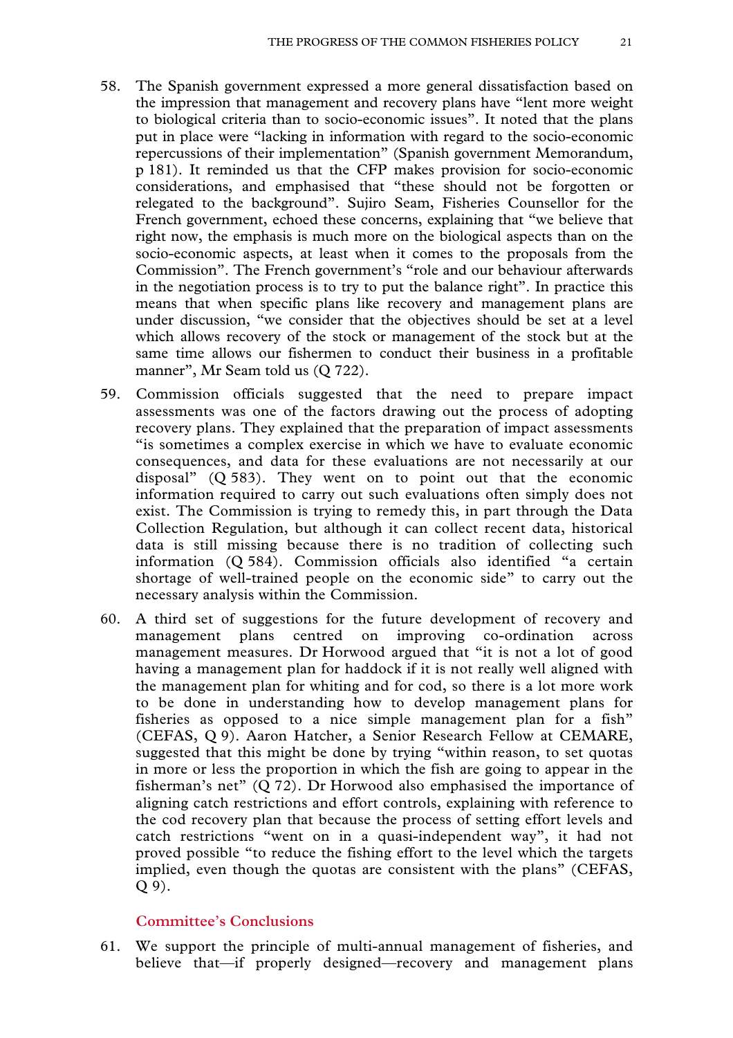58. The Spanish government expressed a more general dissatisfaction based on the impression that management and recovery plans have "lent more weight to biological criteria than to socio-economic issues". It noted that the plans put in place were "lacking in information with regard to the socio-economic repercussions of their implementation" (Spanish government Memorandum, p 181). It reminded us that the CFP makes provision for socio-economic considerations, and emphasised that "these should not be forgotten or relegated to the background". Sujiro Seam, Fisheries Counsellor for the French government, echoed these concerns, explaining that "we believe that right now, the emphasis is much more on the biological aspects than on the socio-economic aspects, at least when it comes to the proposals from the Commission". The French government's "role and our behaviour afterwards in the negotiation process is to try to put the balance right". In practice this means that when specific plans like recovery and management plans are under discussion, "we consider that the objectives should be set at a level which allows recovery of the stock or management of the stock but at the same time allows our fishermen to conduct their business in a profitable manner", Mr Seam told us (Q 722).

59. Commission officials suggested that the need to prepare impact assessments was one of the factors drawing out the process of adopting recovery plans. They explained that the preparation of impact assessments "is sometimes a complex exercise in which we have to evaluate economic consequences, and data for these evaluations are not necessarily at our disposal" (Q 583). They went on to point out that the economic information required to carry out such evaluations often simply does not exist. The Commission is trying to remedy this, in part through the Data Collection Regulation, but although it can collect recent data, historical data is still missing because there is no tradition of collecting such information (Q 584). Commission officials also identified "a certain shortage of well-trained people on the economic side" to carry out the necessary analysis within the Commission.

60. A third set of suggestions for the future development of recovery and management plans centred on improving co-ordination across management measures. Dr Horwood argued that "it is not a lot of good having a management plan for haddock if it is not really well aligned with the management plan for whiting and for cod, so there is a lot more work to be done in understanding how to develop management plans for fisheries as opposed to a nice simple management plan for a fish" (CEFAS, Q 9). Aaron Hatcher, a Senior Research Fellow at CEMARE, suggested that this might be done by trying "within reason, to set quotas in more or less the proportion in which the fish are going to appear in the fisherman's net" (Q 72). Dr Horwood also emphasised the importance of aligning catch restrictions and effort controls, explaining with reference to the cod recovery plan that because the process of setting effort levels and catch restrictions "went on in a quasi-independent way", it had not proved possible "to reduce the fishing effort to the level which the targets implied, even though the quotas are consistent with the plans" (CEFAS, Q 9).

### Committee's Conclusions

61. We support the principle of multi-annual management of fisheries, and believe that—if properly designed—recovery and management plans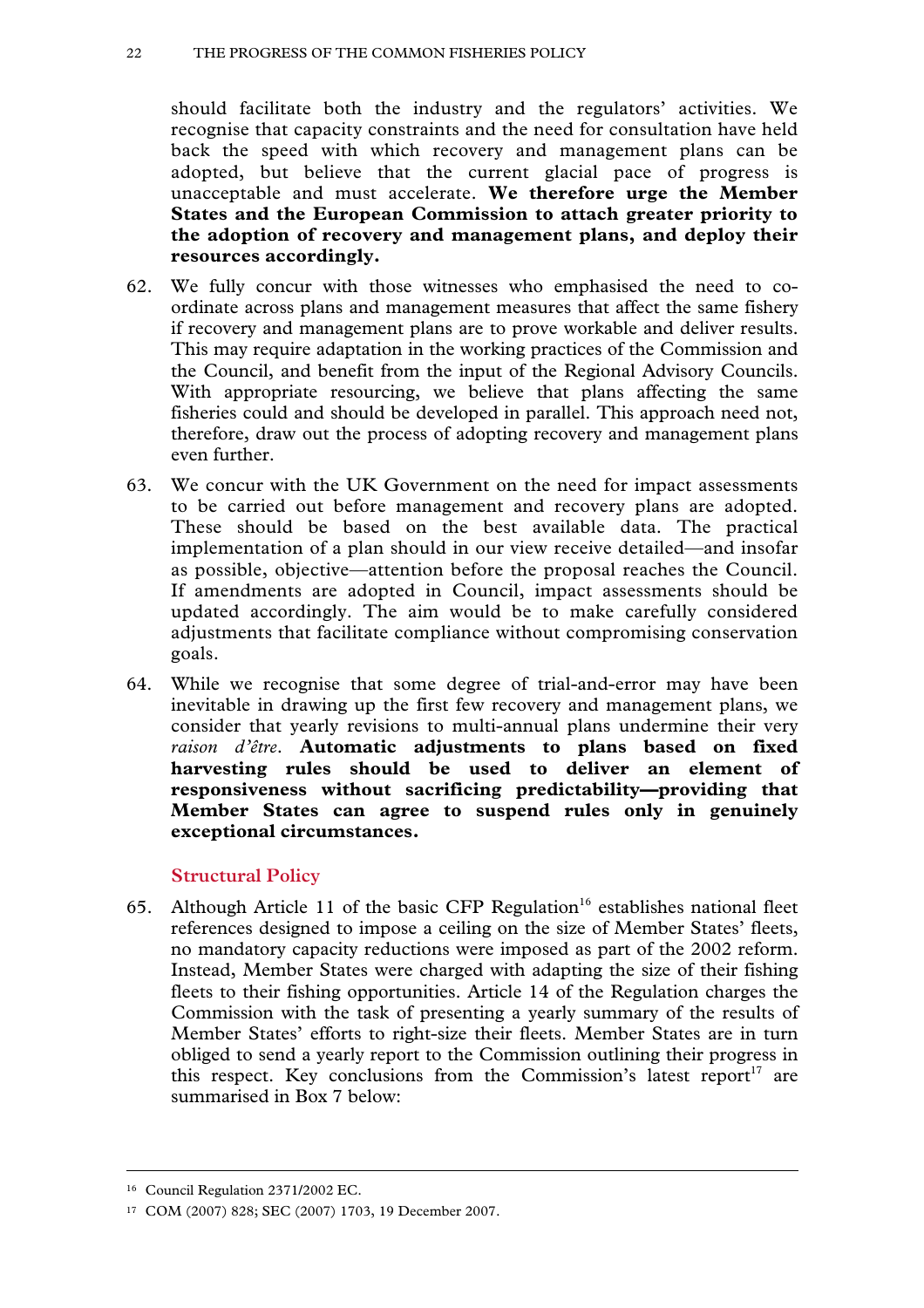should facilitate both the industry and the regulators' activities. We recognise that capacity constraints and the need for consultation have held back the speed with which recovery and management plans can be adopted, but believe that the current glacial pace of progress is unacceptable and must accelerate. **We therefore urge the Member States and the European Commission to attach greater priority to the adoption of recovery and management plans, and deploy their resources accordingly.**

62. We fully concur with those witnesses who emphasised the need to co-ordinate across plans and management measures that affect the same fishery if recovery and management plans are to prove workable and deliver results. This may require adaptation in the working practices of the Commission and the Council, and benefit from the input of the Regional Advisory Councils. With appropriate resourcing, we believe that plans affecting the same fisheries could and should be developed in parallel. This approach need not, therefore, draw out the process of adopting recovery and management plans even further.

63. We concur with the UK Government on the need for impact assessments to be carried out before management and recovery plans are adopted. These should be based on the best available data. The practical implementation of a plan should in our view receive detailed—and insofar as possible, objective—attention before the proposal reaches the Council. If amendments are adopted in Council, impact assessments should be updated accordingly. The aim would be to make carefully considered adjustments that facilitate compliance without compromising conservation goals.

64. While we recognise that some degree of trial-and-error may have been inevitable in drawing up the first few recovery and management plans, we consider that yearly revisions to multi-annual plans undermine their very *raison d'être*. **Automatic adjustments to plans based on fixed harvesting rules should be used to deliver an element of responsiveness without sacrificing predictability—providing that Member States can agree to suspend rules only in genuinely exceptional circumstances.**

## Structural Policy

65. Although Article 11 of the basic CFP Regulation[16] establishes national fleet references designed to impose a ceiling on the size of Member States' fleets, no mandatory capacity reductions were imposed as part of the 2002 reform. Instead, Member States were charged with adapting the size of their fishing fleets to their fishing opportunities. Article 14 of the Regulation charges the Commission with the task of presenting a yearly summary of the results of Member States' efforts to right-size their fleets. Member States are in turn obliged to send a yearly report to the Commission outlining their progress in this respect. Key conclusions from the Commission's latest report[17] are summarised in Box 7 below:

---

[16] Council Regulation 2371/2002 EC.

[17] COM (2007) 828; SEC (2007) 1703, 19 December 2007.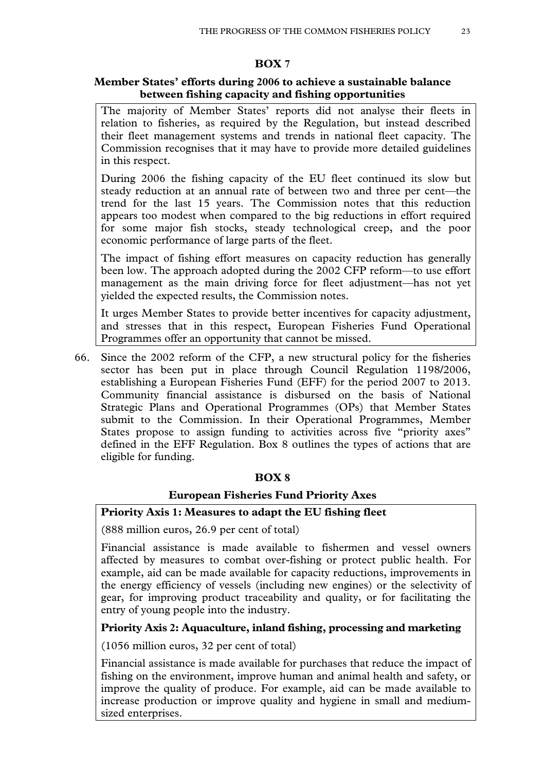**BOX 7**

**Member States' efforts during 2006 to achieve a sustainable balance between fishing capacity and fishing opportunities**

The majority of Member States' reports did not analyse their fleets in relation to fisheries, as required by the Regulation, but instead described their fleet management systems and trends in national fleet capacity. The Commission recognises that it may have to provide more detailed guidelines in this respect.

During 2006 the fishing capacity of the EU fleet continued its slow but steady reduction at an annual rate of between two and three per cent—the trend for the last 15 years. The Commission notes that this reduction appears too modest when compared to the big reductions in effort required for some major fish stocks, steady technological creep, and the poor economic performance of large parts of the fleet.

The impact of fishing effort measures on capacity reduction has generally been low. The approach adopted during the 2002 CFP reform—to use effort management as the main driving force for fleet adjustment—has not yet yielded the expected results, the Commission notes.

It urges Member States to provide better incentives for capacity adjustment, and stresses that in this respect, European Fisheries Fund Operational Programmes offer an opportunity that cannot be missed.

66. Since the 2002 reform of the CFP, a new structural policy for the fisheries sector has been put in place through Council Regulation 1198/2006, establishing a European Fisheries Fund (EFF) for the period 2007 to 2013. Community financial assistance is disbursed on the basis of National Strategic Plans and Operational Programmes (OPs) that Member States submit to the Commission. In their Operational Programmes, Member States propose to assign funding to activities across five "priority axes" defined in the EFF Regulation. Box 8 outlines the types of actions that are eligible for funding.

**BOX 8**

**European Fisheries Fund Priority Axes**

**Priority Axis 1: Measures to adapt the EU fishing fleet**

(888 million euros, 26.9 per cent of total)

Financial assistance is made available to fishermen and vessel owners affected by measures to combat over-fishing or protect public health. For example, aid can be made available for capacity reductions, improvements in the energy efficiency of vessels (including new engines) or the selectivity of gear, for improving product traceability and quality, or for facilitating the entry of young people into the industry.

**Priority Axis 2: Aquaculture, inland fishing, processing and marketing**

(1056 million euros, 32 per cent of total)

Financial assistance is made available for purchases that reduce the impact of fishing on the environment, improve human and animal health and safety, or improve the quality of produce. For example, aid can be made available to increase production or improve quality and hygiene in small and medium-sized enterprises.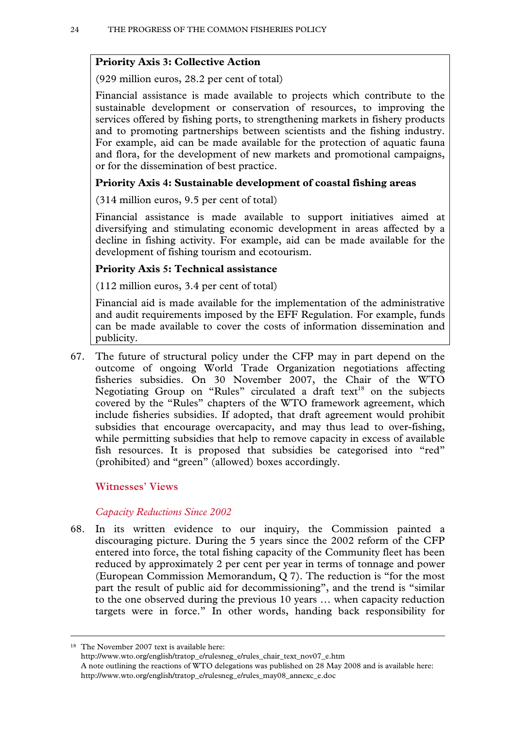**Priority Axis 3: Collective Action**

(929 million euros, 28.2 per cent of total)

Financial assistance is made available to projects which contribute to the sustainable development or conservation of resources, to improving the services offered by fishing ports, to strengthening markets in fishery products and to promoting partnerships between scientists and the fishing industry. For example, aid can be made available for the protection of aquatic fauna and flora, for the development of new markets and promotional campaigns, or for the dissemination of best practice.

**Priority Axis 4: Sustainable development of coastal fishing areas**

(314 million euros, 9.5 per cent of total)

Financial assistance is made available to support initiatives aimed at diversifying and stimulating economic development in areas affected by a decline in fishing activity. For example, aid can be made available for the development of fishing tourism and ecotourism.

**Priority Axis 5: Technical assistance**

(112 million euros, 3.4 per cent of total)

Financial aid is made available for the implementation of the administrative and audit requirements imposed by the EFF Regulation. For example, funds can be made available to cover the costs of information dissemination and publicity.

67. The future of structural policy under the CFP may in part depend on the outcome of ongoing World Trade Organization negotiations affecting fisheries subsidies. On 30 November 2007, the Chair of the WTO Negotiating Group on "Rules" circulated a draft text[18] on the subjects covered by the "Rules" chapters of the WTO framework agreement, which include fisheries subsidies. If adopted, that draft agreement would prohibit subsidies that encourage overcapacity, and may thus lead to over-fishing, while permitting subsidies that help to remove capacity in excess of available fish resources. It is proposed that subsidies be categorised into "red" (prohibited) and "green" (allowed) boxes accordingly.

### Witnesses' Views

#### *Capacity Reductions Since 2002*

68. In its written evidence to our inquiry, the Commission painted a discouraging picture. During the 5 years since the 2002 reform of the CFP entered into force, the total fishing capacity of the Community fleet has been reduced by approximately 2 per cent per year in terms of tonnage and power (European Commission Memorandum, Q 7). The reduction is "for the most part the result of public aid for decommissioning", and the trend is "similar to the one observed during the previous 10 years … when capacity reduction targets were in force." In other words, handing back responsibility for

---

[18] The November 2007 text is available here:
http://www.wto.org/english/tratop_e/rulesneg_e/rules_chair_text_nov07_e.htm
A note outlining the reactions of WTO delegations was published on 28 May 2008 and is available here:
http://www.wto.org/english/tratop_e/rulesneg_e/rules_may08_annexc_e.doc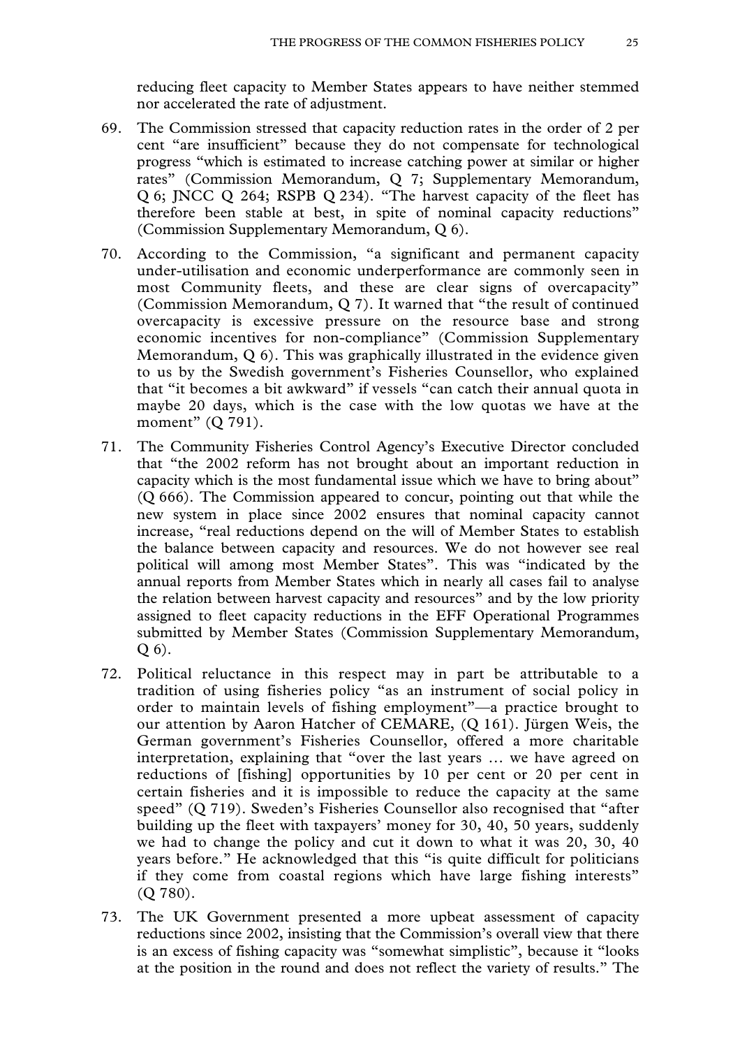reducing fleet capacity to Member States appears to have neither stemmed nor accelerated the rate of adjustment.

69. The Commission stressed that capacity reduction rates in the order of 2 per cent "are insufficient" because they do not compensate for technological progress "which is estimated to increase catching power at similar or higher rates" (Commission Memorandum, Q 7; Supplementary Memorandum, Q 6; JNCC Q 264; RSPB Q 234). "The harvest capacity of the fleet has therefore been stable at best, in spite of nominal capacity reductions" (Commission Supplementary Memorandum, Q 6).

70. According to the Commission, "a significant and permanent capacity under-utilisation and economic underperformance are commonly seen in most Community fleets, and these are clear signs of overcapacity" (Commission Memorandum, Q 7). It warned that "the result of continued overcapacity is excessive pressure on the resource base and strong economic incentives for non-compliance" (Commission Supplementary Memorandum, Q 6). This was graphically illustrated in the evidence given to us by the Swedish government's Fisheries Counsellor, who explained that "it becomes a bit awkward" if vessels "can catch their annual quota in maybe 20 days, which is the case with the low quotas we have at the moment" (Q 791).

71. The Community Fisheries Control Agency's Executive Director concluded that "the 2002 reform has not brought about an important reduction in capacity which is the most fundamental issue which we have to bring about" (Q 666). The Commission appeared to concur, pointing out that while the new system in place since 2002 ensures that nominal capacity cannot increase, "real reductions depend on the will of Member States to establish the balance between capacity and resources. We do not however see real political will among most Member States". This was "indicated by the annual reports from Member States which in nearly all cases fail to analyse the relation between harvest capacity and resources" and by the low priority assigned to fleet capacity reductions in the EFF Operational Programmes submitted by Member States (Commission Supplementary Memorandum, Q 6).

72. Political reluctance in this respect may in part be attributable to a tradition of using fisheries policy "as an instrument of social policy in order to maintain levels of fishing employment"—a practice brought to our attention by Aaron Hatcher of CEMARE, (Q 161). Jürgen Weis, the German government's Fisheries Counsellor, offered a more charitable interpretation, explaining that "over the last years … we have agreed on reductions of [fishing] opportunities by 10 per cent or 20 per cent in certain fisheries and it is impossible to reduce the capacity at the same speed" (Q 719). Sweden's Fisheries Counsellor also recognised that "after building up the fleet with taxpayers' money for 30, 40, 50 years, suddenly we had to change the policy and cut it down to what it was 20, 30, 40 years before." He acknowledged that this "is quite difficult for politicians if they come from coastal regions which have large fishing interests" (Q 780).

73. The UK Government presented a more upbeat assessment of capacity reductions since 2002, insisting that the Commission's overall view that there is an excess of fishing capacity was "somewhat simplistic", because it "looks at the position in the round and does not reflect the variety of results." The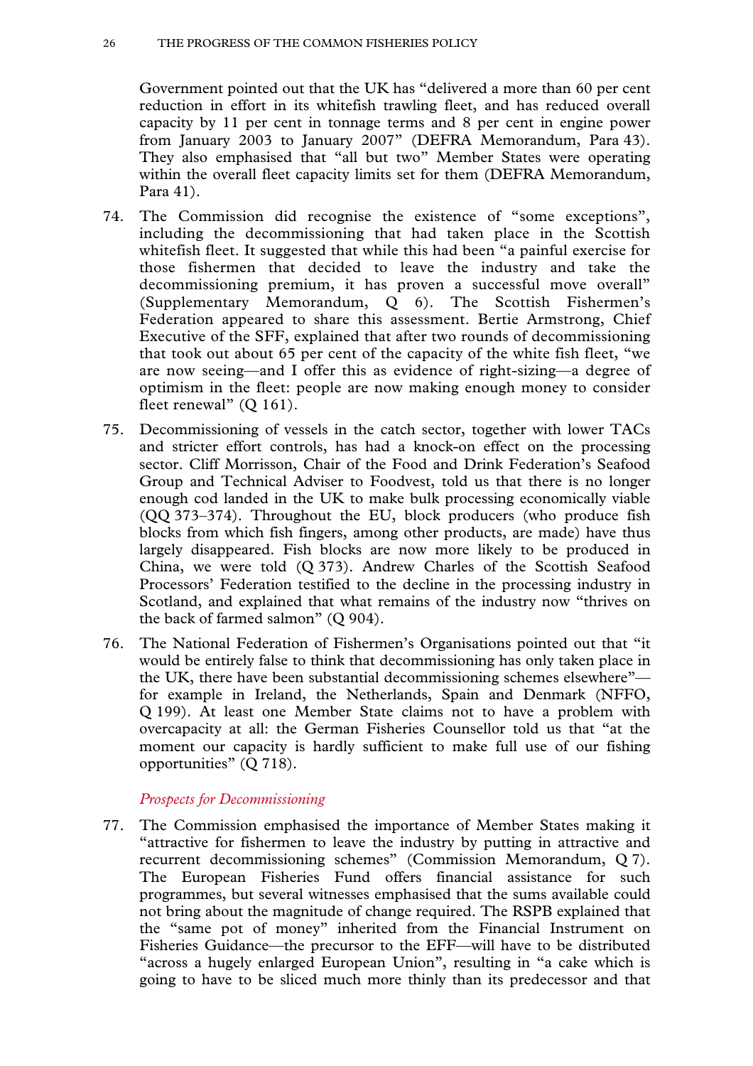Government pointed out that the UK has "delivered a more than 60 per cent reduction in effort in its whitefish trawling fleet, and has reduced overall capacity by 11 per cent in tonnage terms and 8 per cent in engine power from January 2003 to January 2007" (DEFRA Memorandum, Para 43). They also emphasised that "all but two" Member States were operating within the overall fleet capacity limits set for them (DEFRA Memorandum, Para 41).

74. The Commission did recognise the existence of "some exceptions", including the decommissioning that had taken place in the Scottish whitefish fleet. It suggested that while this had been "a painful exercise for those fishermen that decided to leave the industry and take the decommissioning premium, it has proven a successful move overall" (Supplementary Memorandum, Q 6). The Scottish Fishermen's Federation appeared to share this assessment. Bertie Armstrong, Chief Executive of the SFF, explained that after two rounds of decommissioning that took out about 65 per cent of the capacity of the white fish fleet, "we are now seeing—and I offer this as evidence of right-sizing—a degree of optimism in the fleet: people are now making enough money to consider fleet renewal" (Q 161).

75. Decommissioning of vessels in the catch sector, together with lower TACs and stricter effort controls, has had a knock-on effect on the processing sector. Cliff Morrisson, Chair of the Food and Drink Federation's Seafood Group and Technical Adviser to Foodvest, told us that there is no longer enough cod landed in the UK to make bulk processing economically viable (QQ 373–374). Throughout the EU, block producers (who produce fish blocks from which fish fingers, among other products, are made) have thus largely disappeared. Fish blocks are now more likely to be produced in China, we were told (Q 373). Andrew Charles of the Scottish Seafood Processors' Federation testified to the decline in the processing industry in Scotland, and explained that what remains of the industry now "thrives on the back of farmed salmon" (Q 904).

76. The National Federation of Fishermen's Organisations pointed out that "it would be entirely false to think that decommissioning has only taken place in the UK, there have been substantial decommissioning schemes elsewhere"—for example in Ireland, the Netherlands, Spain and Denmark (NFFO, Q 199). At least one Member State claims not to have a problem with overcapacity at all: the German Fisheries Counsellor told us that "at the moment our capacity is hardly sufficient to make full use of our fishing opportunities" (Q 718).

*Prospects for Decommissioning*

77. The Commission emphasised the importance of Member States making it "attractive for fishermen to leave the industry by putting in attractive and recurrent decommissioning schemes" (Commission Memorandum, Q 7). The European Fisheries Fund offers financial assistance for such programmes, but several witnesses emphasised that the sums available could not bring about the magnitude of change required. The RSPB explained that the "same pot of money" inherited from the Financial Instrument on Fisheries Guidance—the precursor to the EFF—will have to be distributed "across a hugely enlarged European Union", resulting in "a cake which is going to have to be sliced much more thinly than its predecessor and that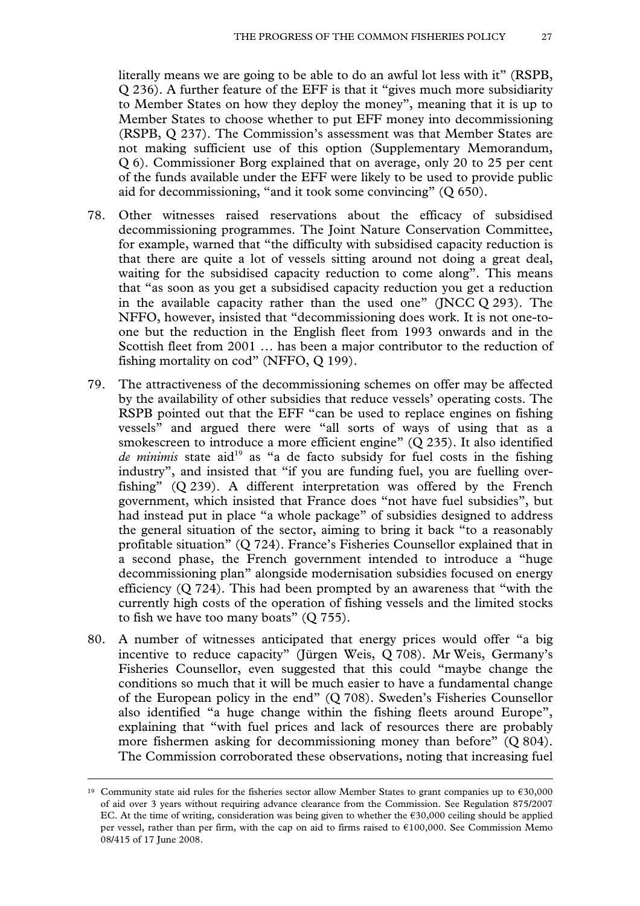literally means we are going to be able to do an awful lot less with it" (RSPB, Q 236). A further feature of the EFF is that it "gives much more subsidiarity to Member States on how they deploy the money", meaning that it is up to Member States to choose whether to put EFF money into decommissioning (RSPB, Q 237). The Commission's assessment was that Member States are not making sufficient use of this option (Supplementary Memorandum, Q 6). Commissioner Borg explained that on average, only 20 to 25 per cent of the funds available under the EFF were likely to be used to provide public aid for decommissioning, "and it took some convincing" (Q 650).

78. Other witnesses raised reservations about the efficacy of subsidised decommissioning programmes. The Joint Nature Conservation Committee, for example, warned that "the difficulty with subsidised capacity reduction is that there are quite a lot of vessels sitting around not doing a great deal, waiting for the subsidised capacity reduction to come along". This means that "as soon as you get a subsidised capacity reduction you get a reduction in the available capacity rather than the used one" (JNCC Q 293). The NFFO, however, insisted that "decommissioning does work. It is not one-to-one but the reduction in the English fleet from 1993 onwards and in the Scottish fleet from 2001 … has been a major contributor to the reduction of fishing mortality on cod" (NFFO, Q 199).

79. The attractiveness of the decommissioning schemes on offer may be affected by the availability of other subsidies that reduce vessels' operating costs. The RSPB pointed out that the EFF "can be used to replace engines on fishing vessels" and argued there were "all sorts of ways of using that as a smokescreen to introduce a more efficient engine" (Q 235). It also identified *de minimis* state aid[19] as "a de facto subsidy for fuel costs in the fishing industry", and insisted that "if you are funding fuel, you are fuelling over-fishing" (Q 239). A different interpretation was offered by the French government, which insisted that France does "not have fuel subsidies", but had instead put in place "a whole package" of subsidies designed to address the general situation of the sector, aiming to bring it back "to a reasonably profitable situation" (Q 724). France's Fisheries Counsellor explained that in a second phase, the French government intended to introduce a "huge decommissioning plan" alongside modernisation subsidies focused on energy efficiency (Q 724). This had been prompted by an awareness that "with the currently high costs of the operation of fishing vessels and the limited stocks to fish we have too many boats" (Q 755).

80. A number of witnesses anticipated that energy prices would offer "a big incentive to reduce capacity" (Jürgen Weis, Q 708). Mr Weis, Germany's Fisheries Counsellor, even suggested that this could "maybe change the conditions so much that it will be much easier to have a fundamental change of the European policy in the end" (Q 708). Sweden's Fisheries Counsellor also identified "a huge change within the fishing fleets around Europe", explaining that "with fuel prices and lack of resources there are probably more fishermen asking for decommissioning money than before" (Q 804). The Commission corroborated these observations, noting that increasing fuel

---

[19] Community state aid rules for the fisheries sector allow Member States to grant companies up to €30,000 of aid over 3 years without requiring advance clearance from the Commission. See Regulation 875/2007 EC. At the time of writing, consideration was being given to whether the €30,000 ceiling should be applied per vessel, rather than per firm, with the cap on aid to firms raised to €100,000. See Commission Memo 08/415 of 17 June 2008.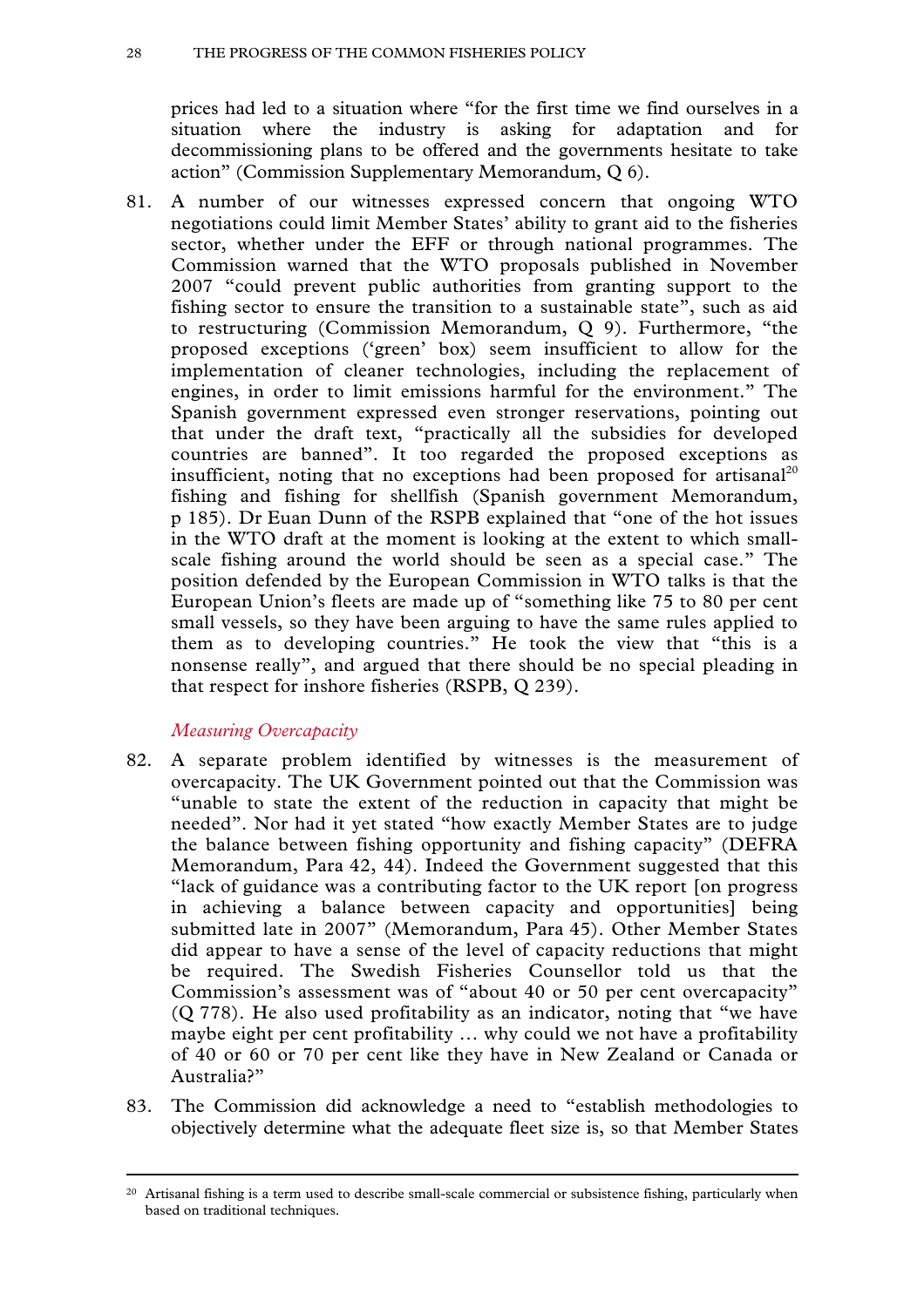prices had led to a situation where "for the first time we find ourselves in a situation where the industry is asking for adaptation and for decommissioning plans to be offered and the governments hesitate to take action" (Commission Supplementary Memorandum, Q 6).

81. A number of our witnesses expressed concern that ongoing WTO negotiations could limit Member States' ability to grant aid to the fisheries sector, whether under the EFF or through national programmes. The Commission warned that the WTO proposals published in November 2007 "could prevent public authorities from granting support to the fishing sector to ensure the transition to a sustainable state", such as aid to restructuring (Commission Memorandum, Q 9). Furthermore, "the proposed exceptions ('green' box) seem insufficient to allow for the implementation of cleaner technologies, including the replacement of engines, in order to limit emissions harmful for the environment." The Spanish government expressed even stronger reservations, pointing out that under the draft text, "practically all the subsidies for developed countries are banned". It too regarded the proposed exceptions as insufficient, noting that no exceptions had been proposed for artisanal[20] fishing and fishing for shellfish (Spanish government Memorandum, p 185). Dr Euan Dunn of the RSPB explained that "one of the hot issues in the WTO draft at the moment is looking at the extent to which small-scale fishing around the world should be seen as a special case." The position defended by the European Commission in WTO talks is that the European Union's fleets are made up of "something like 75 to 80 per cent small vessels, so they have been arguing to have the same rules applied to them as to developing countries." He took the view that "this is a nonsense really", and argued that there should be no special pleading in that respect for inshore fisheries (RSPB, Q 239).

*Measuring Overcapacity*

82. A separate problem identified by witnesses is the measurement of overcapacity. The UK Government pointed out that the Commission was "unable to state the extent of the reduction in capacity that might be needed". Nor had it yet stated "how exactly Member States are to judge the balance between fishing opportunity and fishing capacity" (DEFRA Memorandum, Para 42, 44). Indeed the Government suggested that this "lack of guidance was a contributing factor to the UK report [on progress in achieving a balance between capacity and opportunities] being submitted late in 2007" (Memorandum, Para 45). Other Member States did appear to have a sense of the level of capacity reductions that might be required. The Swedish Fisheries Counsellor told us that the Commission's assessment was of "about 40 or 50 per cent overcapacity" (Q 778). He also used profitability as an indicator, noting that "we have maybe eight per cent profitability … why could we not have a profitability of 40 or 60 or 70 per cent like they have in New Zealand or Canada or Australia?"

83. The Commission did acknowledge a need to "establish methodologies to objectively determine what the adequate fleet size is, so that Member States

[20] Artisanal fishing is a term used to describe small-scale commercial or subsistence fishing, particularly when based on traditional techniques.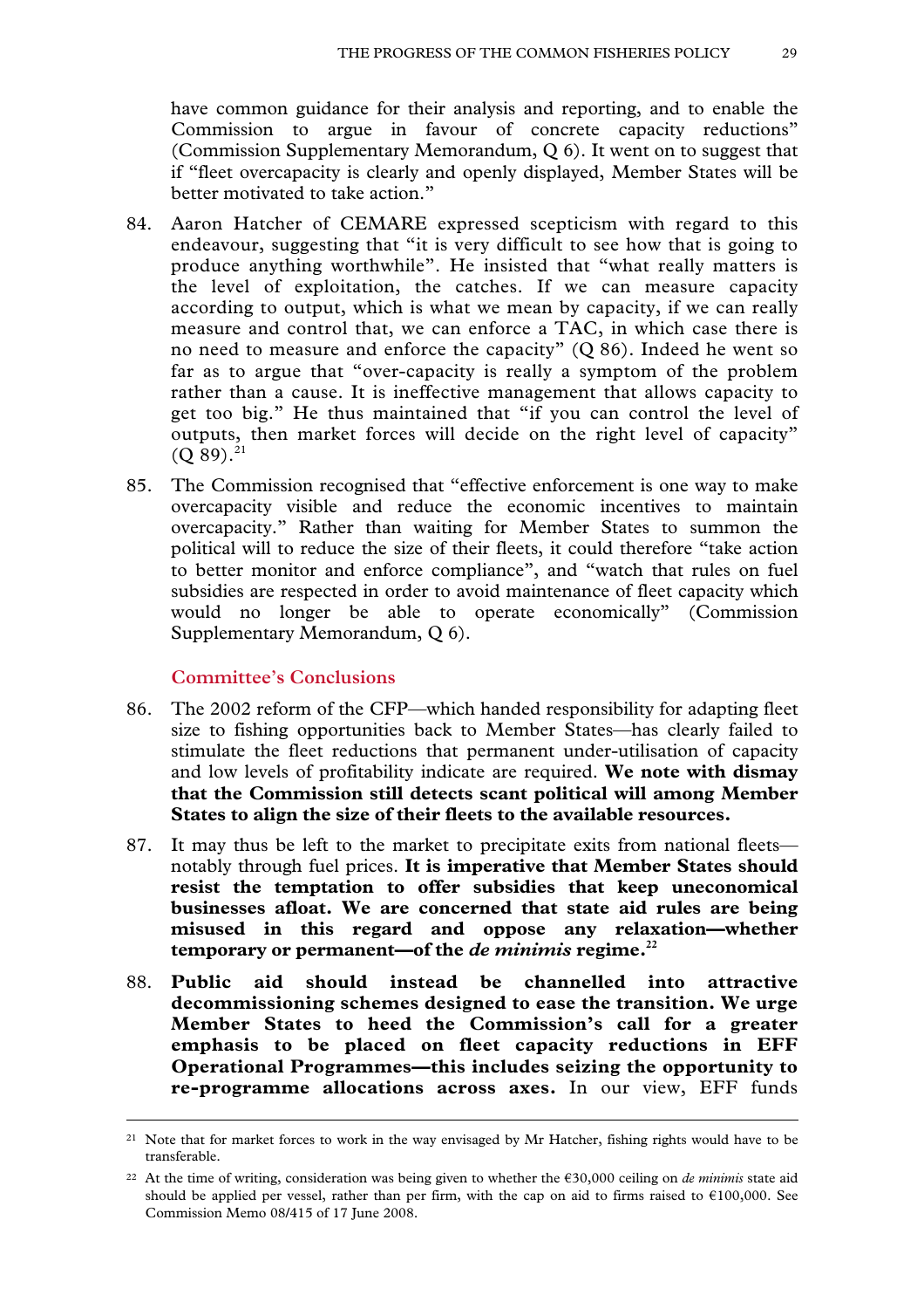have common guidance for their analysis and reporting, and to enable the Commission to argue in favour of concrete capacity reductions" (Commission Supplementary Memorandum, Q 6). It went on to suggest that if "fleet overcapacity is clearly and openly displayed, Member States will be better motivated to take action."

84. Aaron Hatcher of CEMARE expressed scepticism with regard to this endeavour, suggesting that "it is very difficult to see how that is going to produce anything worthwhile". He insisted that "what really matters is the level of exploitation, the catches. If we can measure capacity according to output, which is what we mean by capacity, if we can really measure and control that, we can enforce a TAC, in which case there is no need to measure and enforce the capacity" (Q 86). Indeed he went so far as to argue that "over-capacity is really a symptom of the problem rather than a cause. It is ineffective management that allows capacity to get too big." He thus maintained that "if you can control the level of outputs, then market forces will decide on the right level of capacity" (Q 89).[21]

85. The Commission recognised that "effective enforcement is one way to make overcapacity visible and reduce the economic incentives to maintain overcapacity." Rather than waiting for Member States to summon the political will to reduce the size of their fleets, it could therefore "take action to better monitor and enforce compliance", and "watch that rules on fuel subsidies are respected in order to avoid maintenance of fleet capacity which would no longer be able to operate economically" (Commission Supplementary Memorandum, Q 6).

### Committee's Conclusions

86. The 2002 reform of the CFP—which handed responsibility for adapting fleet size to fishing opportunities back to Member States—has clearly failed to stimulate the fleet reductions that permanent under-utilisation of capacity and low levels of profitability indicate are required. **We note with dismay that the Commission still detects scant political will among Member States to align the size of their fleets to the available resources.**

87. It may thus be left to the market to precipitate exits from national fleets—notably through fuel prices. **It is imperative that Member States should resist the temptation to offer subsidies that keep uneconomical businesses afloat. We are concerned that state aid rules are being misused in this regard and oppose any relaxation—whether temporary or permanent—of the *de minimis* regime.**[22]

88. **Public aid should instead be channelled into attractive decommissioning schemes designed to ease the transition. We urge Member States to heed the Commission's call for a greater emphasis to be placed on fleet capacity reductions in EFF Operational Programmes—this includes seizing the opportunity to re-programme allocations across axes.** In our view, EFF funds

---

[21] Note that for market forces to work in the way envisaged by Mr Hatcher, fishing rights would have to be transferable.

[22] At the time of writing, consideration was being given to whether the €30,000 ceiling on *de minimis* state aid should be applied per vessel, rather than per firm, with the cap on aid to firms raised to €100,000. See Commission Memo 08/415 of 17 June 2008.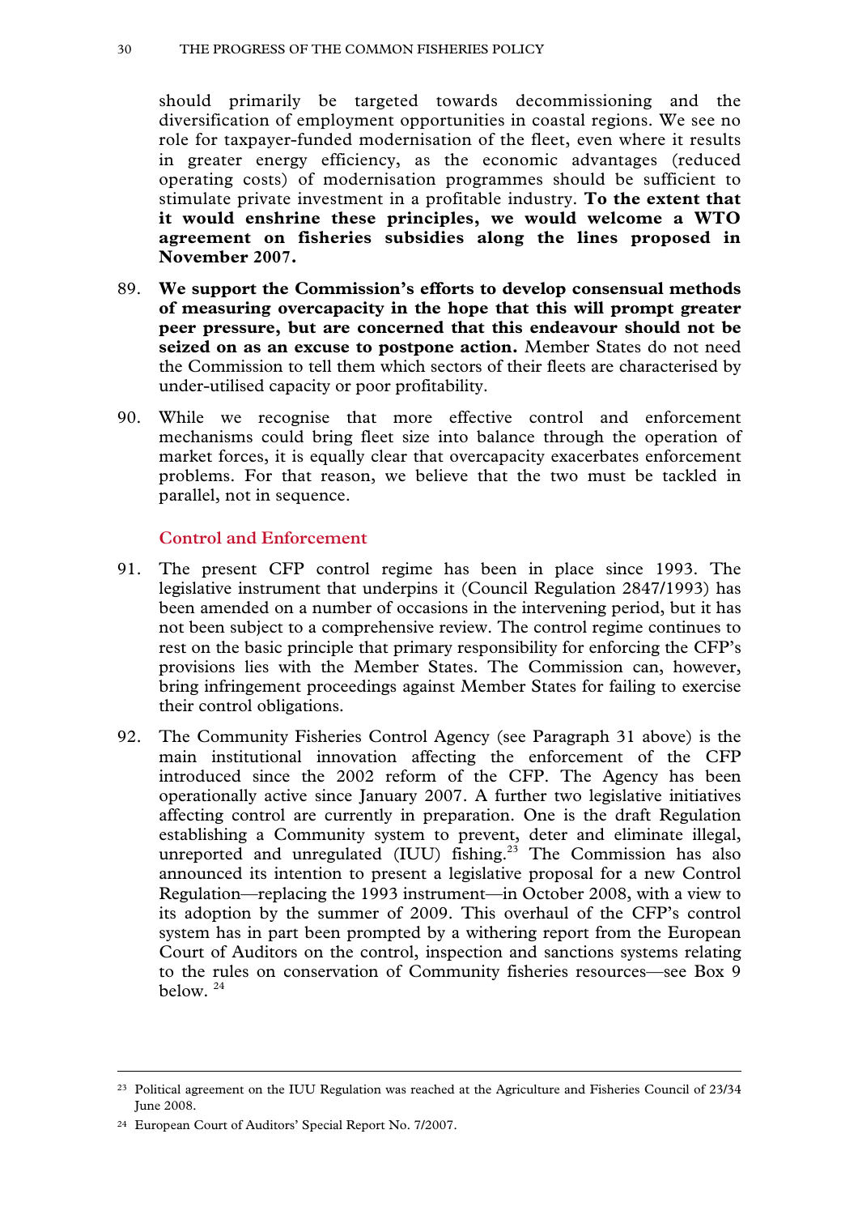should primarily be targeted towards decommissioning and the diversification of employment opportunities in coastal regions. We see no role for taxpayer-funded modernisation of the fleet, even where it results in greater energy efficiency, as the economic advantages (reduced operating costs) of modernisation programmes should be sufficient to stimulate private investment in a profitable industry. **To the extent that it would enshrine these principles, we would welcome a WTO agreement on fisheries subsidies along the lines proposed in November 2007.**

89. **We support the Commission's efforts to develop consensual methods of measuring overcapacity in the hope that this will prompt greater peer pressure, but are concerned that this endeavour should not be seized on as an excuse to postpone action.** Member States do not need the Commission to tell them which sectors of their fleets are characterised by under-utilised capacity or poor profitability.

90. While we recognise that more effective control and enforcement mechanisms could bring fleet size into balance through the operation of market forces, it is equally clear that overcapacity exacerbates enforcement problems. For that reason, we believe that the two must be tackled in parallel, not in sequence.

### Control and Enforcement

91. The present CFP control regime has been in place since 1993. The legislative instrument that underpins it (Council Regulation 2847/1993) has been amended on a number of occasions in the intervening period, but it has not been subject to a comprehensive review. The control regime continues to rest on the basic principle that primary responsibility for enforcing the CFP's provisions lies with the Member States. The Commission can, however, bring infringement proceedings against Member States for failing to exercise their control obligations.

92. The Community Fisheries Control Agency (see Paragraph 31 above) is the main institutional innovation affecting the enforcement of the CFP introduced since the 2002 reform of the CFP. The Agency has been operationally active since January 2007. A further two legislative initiatives affecting control are currently in preparation. One is the draft Regulation establishing a Community system to prevent, deter and eliminate illegal, unreported and unregulated (IUU) fishing.[23] The Commission has also announced its intention to present a legislative proposal for a new Control Regulation—replacing the 1993 instrument—in October 2008, with a view to its adoption by the summer of 2009. This overhaul of the CFP's control system has in part been prompted by a withering report from the European Court of Auditors on the control, inspection and sanctions systems relating to the rules on conservation of Community fisheries resources—see Box 9 below. [24]

---

[23] Political agreement on the IUU Regulation was reached at the Agriculture and Fisheries Council of 23/34 June 2008.

[24] European Court of Auditors' Special Report No. 7/2007.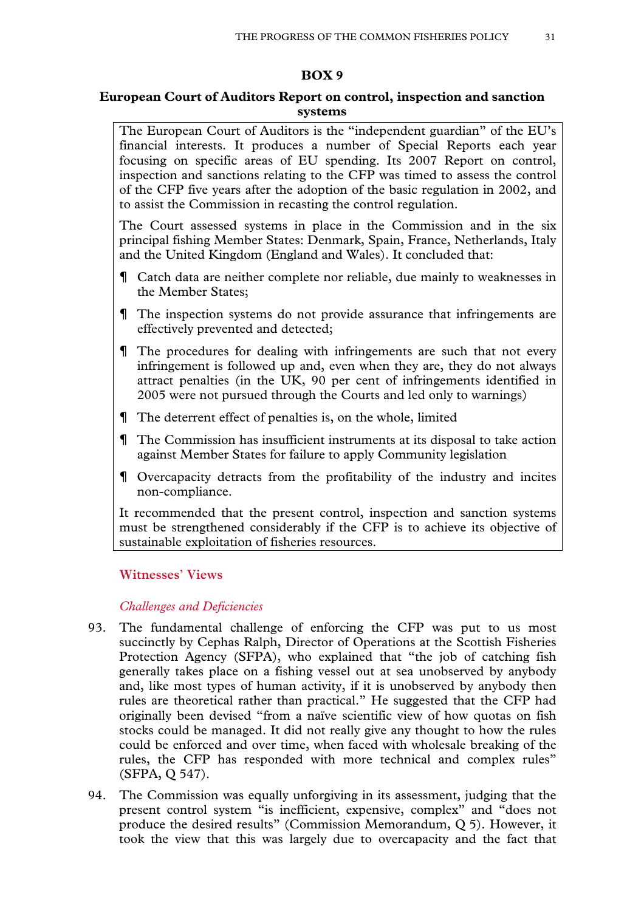**BOX 9**

**European Court of Auditors Report on control, inspection and sanction systems**

The European Court of Auditors is the "independent guardian" of the EU's financial interests. It produces a number of Special Reports each year focusing on specific areas of EU spending. Its 2007 Report on control, inspection and sanctions relating to the CFP was timed to assess the control of the CFP five years after the adoption of the basic regulation in 2002, and to assist the Commission in recasting the control regulation.

The Court assessed systems in place in the Commission and in the six principal fishing Member States: Denmark, Spain, France, Netherlands, Italy and the United Kingdom (England and Wales). It concluded that:

- Catch data are neither complete nor reliable, due mainly to weaknesses in the Member States;
- The inspection systems do not provide assurance that infringements are effectively prevented and detected;
- The procedures for dealing with infringements are such that not every infringement is followed up and, even when they are, they do not always attract penalties (in the UK, 90 per cent of infringements identified in 2005 were not pursued through the Courts and led only to warnings)
- The deterrent effect of penalties is, on the whole, limited
- The Commission has insufficient instruments at its disposal to take action against Member States for failure to apply Community legislation
- Overcapacity detracts from the profitability of the industry and incites non-compliance.

It recommended that the present control, inspection and sanction systems must be strengthened considerably if the CFP is to achieve its objective of sustainable exploitation of fisheries resources.

### Witnesses' Views

#### *Challenges and Deficiencies*

93. The fundamental challenge of enforcing the CFP was put to us most succinctly by Cephas Ralph, Director of Operations at the Scottish Fisheries Protection Agency (SFPA), who explained that "the job of catching fish generally takes place on a fishing vessel out at sea unobserved by anybody and, like most types of human activity, if it is unobserved by anybody then rules are theoretical rather than practical." He suggested that the CFP had originally been devised "from a naïve scientific view of how quotas on fish stocks could be managed. It did not really give any thought to how the rules could be enforced and over time, when faced with wholesale breaking of the rules, the CFP has responded with more technical and complex rules" (SFPA, Q 547).

94. The Commission was equally unforgiving in its assessment, judging that the present control system "is inefficient, expensive, complex" and "does not produce the desired results" (Commission Memorandum, Q 5). However, it took the view that this was largely due to overcapacity and the fact that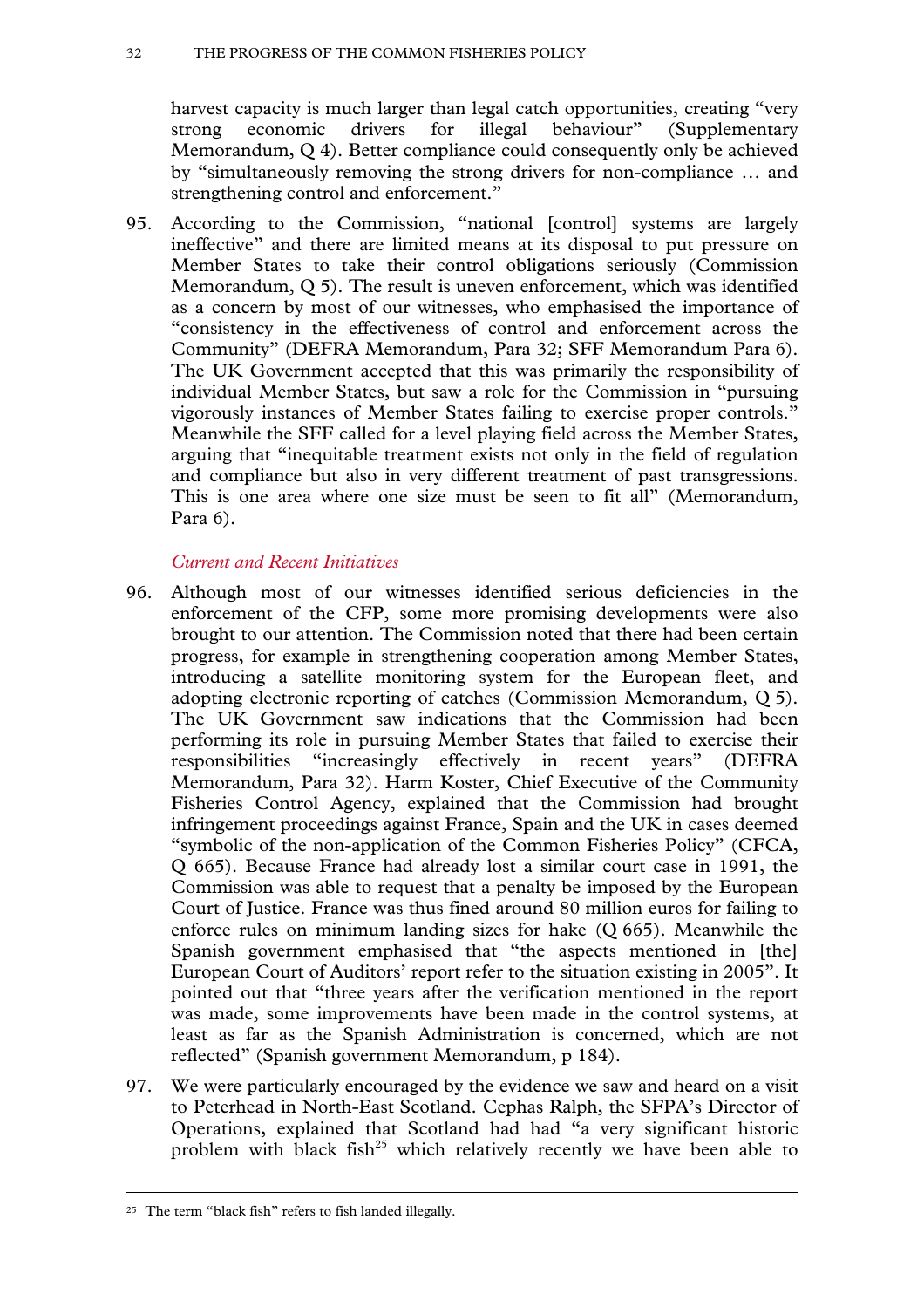harvest capacity is much larger than legal catch opportunities, creating "very strong economic drivers for illegal behaviour" (Supplementary Memorandum, Q 4). Better compliance could consequently only be achieved by "simultaneously removing the strong drivers for non-compliance … and strengthening control and enforcement."

95. According to the Commission, "national [control] systems are largely ineffective" and there are limited means at its disposal to put pressure on Member States to take their control obligations seriously (Commission Memorandum, Q 5). The result is uneven enforcement, which was identified as a concern by most of our witnesses, who emphasised the importance of "consistency in the effectiveness of control and enforcement across the Community" (DEFRA Memorandum, Para 32; SFF Memorandum Para 6). The UK Government accepted that this was primarily the responsibility of individual Member States, but saw a role for the Commission in "pursuing vigorously instances of Member States failing to exercise proper controls." Meanwhile the SFF called for a level playing field across the Member States, arguing that "inequitable treatment exists not only in the field of regulation and compliance but also in very different treatment of past transgressions. This is one area where one size must be seen to fit all" (Memorandum, Para 6).

### *Current and Recent Initiatives*

96. Although most of our witnesses identified serious deficiencies in the enforcement of the CFP, some more promising developments were also brought to our attention. The Commission noted that there had been certain progress, for example in strengthening cooperation among Member States, introducing a satellite monitoring system for the European fleet, and adopting electronic reporting of catches (Commission Memorandum, Q 5). The UK Government saw indications that the Commission had been performing its role in pursuing Member States that failed to exercise their responsibilities "increasingly effectively in recent years" (DEFRA Memorandum, Para 32). Harm Koster, Chief Executive of the Community Fisheries Control Agency, explained that the Commission had brought infringement proceedings against France, Spain and the UK in cases deemed "symbolic of the non-application of the Common Fisheries Policy" (CFCA, Q 665). Because France had already lost a similar court case in 1991, the Commission was able to request that a penalty be imposed by the European Court of Justice. France was thus fined around 80 million euros for failing to enforce rules on minimum landing sizes for hake (Q 665). Meanwhile the Spanish government emphasised that "the aspects mentioned in [the] European Court of Auditors' report refer to the situation existing in 2005". It pointed out that "three years after the verification mentioned in the report was made, some improvements have been made in the control systems, at least as far as the Spanish Administration is concerned, which are not reflected" (Spanish government Memorandum, p 184).

97. We were particularly encouraged by the evidence we saw and heard on a visit to Peterhead in North-East Scotland. Cephas Ralph, the SFPA's Director of Operations, explained that Scotland had had "a very significant historic problem with black fish[25] which relatively recently we have been able to

---

[25] The term "black fish" refers to fish landed illegally.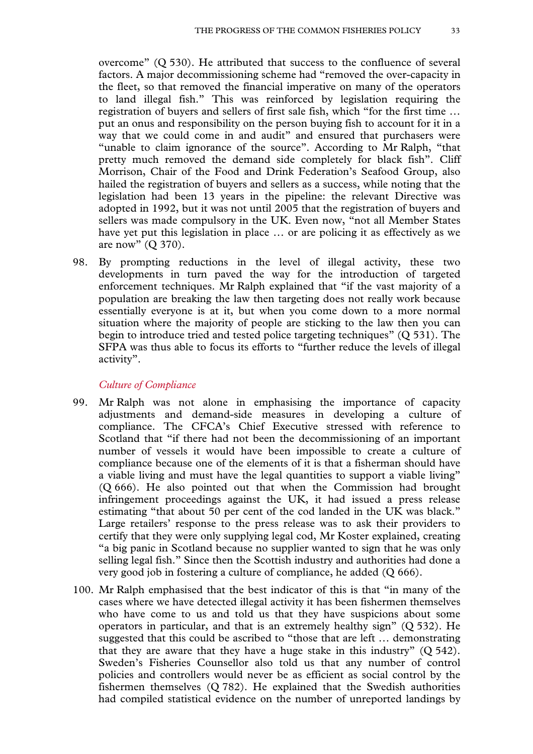overcome" (Q 530). He attributed that success to the confluence of several factors. A major decommissioning scheme had "removed the over-capacity in the fleet, so that removed the financial imperative on many of the operators to land illegal fish." This was reinforced by legislation requiring the registration of buyers and sellers of first sale fish, which "for the first time … put an onus and responsibility on the person buying fish to account for it in a way that we could come in and audit" and ensured that purchasers were "unable to claim ignorance of the source". According to Mr Ralph, "that pretty much removed the demand side completely for black fish". Cliff Morrison, Chair of the Food and Drink Federation's Seafood Group, also hailed the registration of buyers and sellers as a success, while noting that the legislation had been 13 years in the pipeline: the relevant Directive was adopted in 1992, but it was not until 2005 that the registration of buyers and sellers was made compulsory in the UK. Even now, "not all Member States have yet put this legislation in place … or are policing it as effectively as we are now" (Q 370).

98. By prompting reductions in the level of illegal activity, these two developments in turn paved the way for the introduction of targeted enforcement techniques. Mr Ralph explained that "if the vast majority of a population are breaking the law then targeting does not really work because essentially everyone is at it, but when you come down to a more normal situation where the majority of people are sticking to the law then you can begin to introduce tried and tested police targeting techniques" (Q 531). The SFPA was thus able to focus its efforts to "further reduce the levels of illegal activity".

*Culture of Compliance*

99. Mr Ralph was not alone in emphasising the importance of capacity adjustments and demand-side measures in developing a culture of compliance. The CFCA's Chief Executive stressed with reference to Scotland that "if there had not been the decommissioning of an important number of vessels it would have been impossible to create a culture of compliance because one of the elements of it is that a fisherman should have a viable living and must have the legal quantities to support a viable living" (Q 666). He also pointed out that when the Commission had brought infringement proceedings against the UK, it had issued a press release estimating "that about 50 per cent of the cod landed in the UK was black." Large retailers' response to the press release was to ask their providers to certify that they were only supplying legal cod, Mr Koster explained, creating "a big panic in Scotland because no supplier wanted to sign that he was only selling legal fish." Since then the Scottish industry and authorities had done a very good job in fostering a culture of compliance, he added (Q 666).

100. Mr Ralph emphasised that the best indicator of this is that "in many of the cases where we have detected illegal activity it has been fishermen themselves who have come to us and told us that they have suspicions about some operators in particular, and that is an extremely healthy sign" (Q 532). He suggested that this could be ascribed to "those that are left … demonstrating that they are aware that they have a huge stake in this industry" (Q 542). Sweden's Fisheries Counsellor also told us that any number of control policies and controllers would never be as efficient as social control by the fishermen themselves (Q 782). He explained that the Swedish authorities had compiled statistical evidence on the number of unreported landings by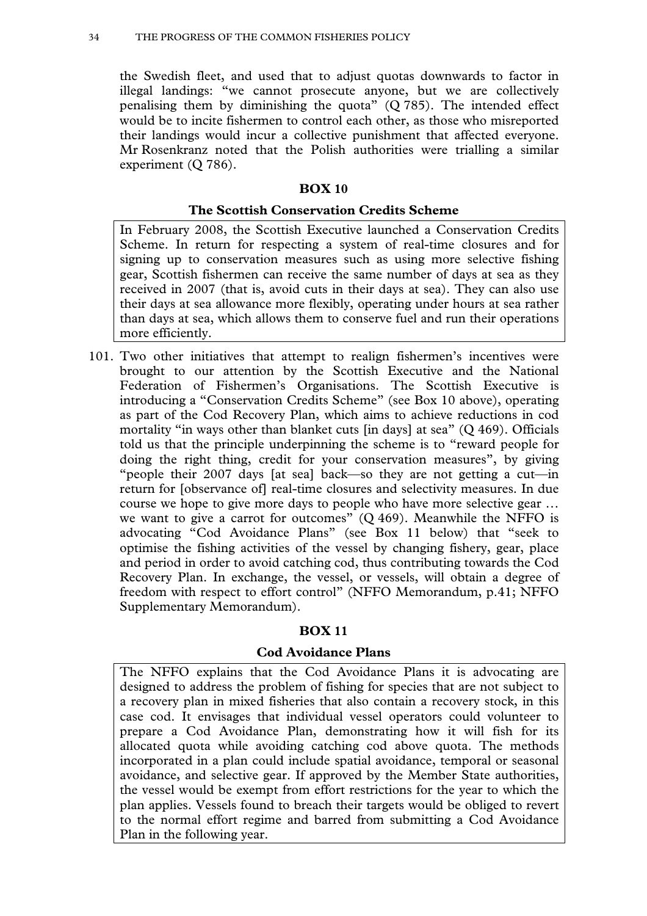the Swedish fleet, and used that to adjust quotas downwards to factor in illegal landings: "we cannot prosecute anyone, but we are collectively penalising them by diminishing the quota" (Q 785). The intended effect would be to incite fishermen to control each other, as those who misreported their landings would incur a collective punishment that affected everyone. Mr Rosenkranz noted that the Polish authorities were trialling a similar experiment (Q 786).

**BOX 10**

**The Scottish Conservation Credits Scheme**

In February 2008, the Scottish Executive launched a Conservation Credits Scheme. In return for respecting a system of real-time closures and for signing up to conservation measures such as using more selective fishing gear, Scottish fishermen can receive the same number of days at sea as they received in 2007 (that is, avoid cuts in their days at sea). They can also use their days at sea allowance more flexibly, operating under hours at sea rather than days at sea, which allows them to conserve fuel and run their operations more efficiently.

101. Two other initiatives that attempt to realign fishermen's incentives were brought to our attention by the Scottish Executive and the National Federation of Fishermen's Organisations. The Scottish Executive is introducing a "Conservation Credits Scheme" (see Box 10 above), operating as part of the Cod Recovery Plan, which aims to achieve reductions in cod mortality "in ways other than blanket cuts [in days] at sea" (Q 469). Officials told us that the principle underpinning the scheme is to "reward people for doing the right thing, credit for your conservation measures", by giving "people their 2007 days [at sea] back—so they are not getting a cut—in return for [observance of] real-time closures and selectivity measures. In due course we hope to give more days to people who have more selective gear … we want to give a carrot for outcomes" (Q 469). Meanwhile the NFFO is advocating "Cod Avoidance Plans" (see Box 11 below) that "seek to optimise the fishing activities of the vessel by changing fishery, gear, place and period in order to avoid catching cod, thus contributing towards the Cod Recovery Plan. In exchange, the vessel, or vessels, will obtain a degree of freedom with respect to effort control" (NFFO Memorandum, p.41; NFFO Supplementary Memorandum).

**BOX 11**

**Cod Avoidance Plans**

The NFFO explains that the Cod Avoidance Plans it is advocating are designed to address the problem of fishing for species that are not subject to a recovery plan in mixed fisheries that also contain a recovery stock, in this case cod. It envisages that individual vessel operators could volunteer to prepare a Cod Avoidance Plan, demonstrating how it will fish for its allocated quota while avoiding catching cod above quota. The methods incorporated in a plan could include spatial avoidance, temporal or seasonal avoidance, and selective gear. If approved by the Member State authorities, the vessel would be exempt from effort restrictions for the year to which the plan applies. Vessels found to breach their targets would be obliged to revert to the normal effort regime and barred from submitting a Cod Avoidance Plan in the following year.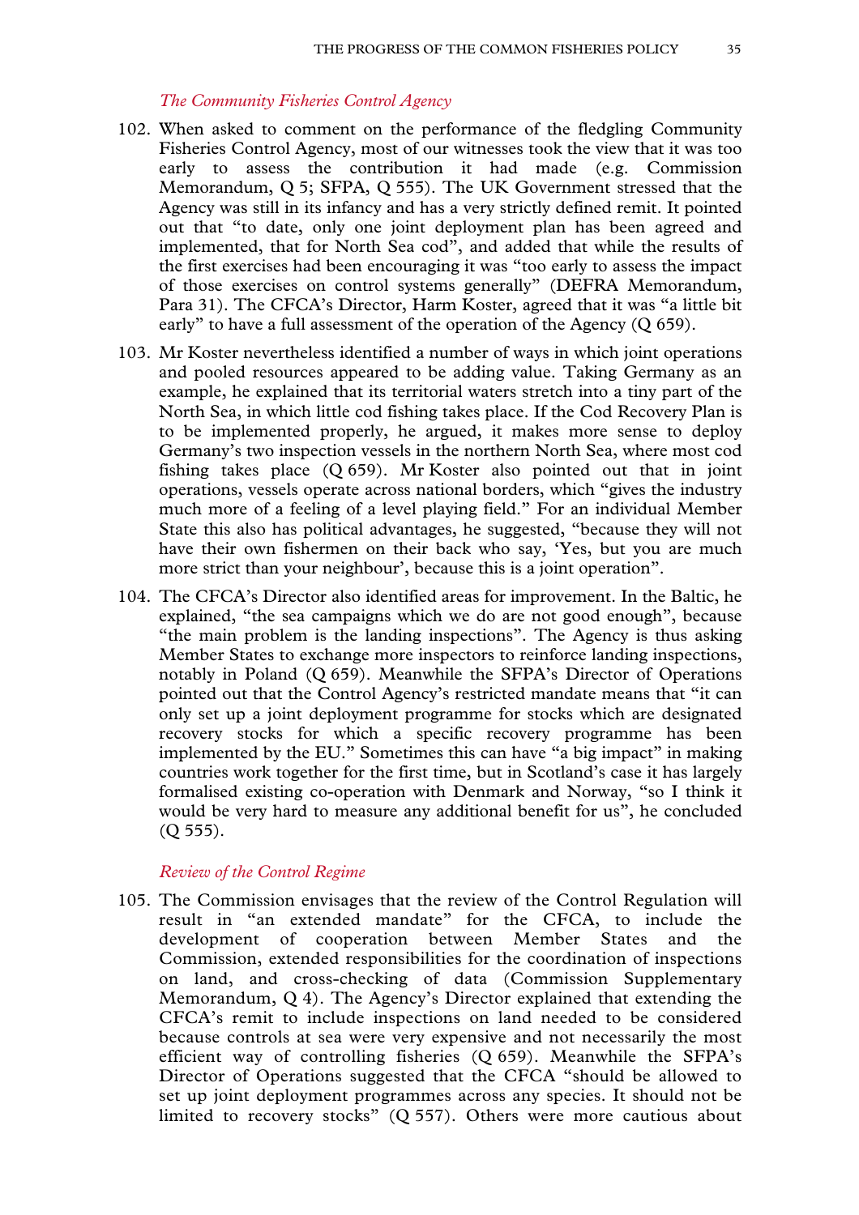*The Community Fisheries Control Agency*

102. When asked to comment on the performance of the fledgling Community Fisheries Control Agency, most of our witnesses took the view that it was too early to assess the contribution it had made (e.g. Commission Memorandum, Q 5; SFPA, Q 555). The UK Government stressed that the Agency was still in its infancy and has a very strictly defined remit. It pointed out that "to date, only one joint deployment plan has been agreed and implemented, that for North Sea cod", and added that while the results of the first exercises had been encouraging it was "too early to assess the impact of those exercises on control systems generally" (DEFRA Memorandum, Para 31). The CFCA's Director, Harm Koster, agreed that it was "a little bit early" to have a full assessment of the operation of the Agency (Q 659).

103. Mr Koster nevertheless identified a number of ways in which joint operations and pooled resources appeared to be adding value. Taking Germany as an example, he explained that its territorial waters stretch into a tiny part of the North Sea, in which little cod fishing takes place. If the Cod Recovery Plan is to be implemented properly, he argued, it makes more sense to deploy Germany's two inspection vessels in the northern North Sea, where most cod fishing takes place (Q 659). Mr Koster also pointed out that in joint operations, vessels operate across national borders, which "gives the industry much more of a feeling of a level playing field." For an individual Member State this also has political advantages, he suggested, "because they will not have their own fishermen on their back who say, 'Yes, but you are much more strict than your neighbour', because this is a joint operation".

104. The CFCA's Director also identified areas for improvement. In the Baltic, he explained, "the sea campaigns which we do are not good enough", because "the main problem is the landing inspections". The Agency is thus asking Member States to exchange more inspectors to reinforce landing inspections, notably in Poland (Q 659). Meanwhile the SFPA's Director of Operations pointed out that the Control Agency's restricted mandate means that "it can only set up a joint deployment programme for stocks which are designated recovery stocks for which a specific recovery programme has been implemented by the EU." Sometimes this can have "a big impact" in making countries work together for the first time, but in Scotland's case it has largely formalised existing co-operation with Denmark and Norway, "so I think it would be very hard to measure any additional benefit for us", he concluded (Q 555).

*Review of the Control Regime*

105. The Commission envisages that the review of the Control Regulation will result in "an extended mandate" for the CFCA, to include the development of cooperation between Member States and the Commission, extended responsibilities for the coordination of inspections on land, and cross-checking of data (Commission Supplementary Memorandum, Q 4). The Agency's Director explained that extending the CFCA's remit to include inspections on land needed to be considered because controls at sea were very expensive and not necessarily the most efficient way of controlling fisheries (Q 659). Meanwhile the SFPA's Director of Operations suggested that the CFCA "should be allowed to set up joint deployment programmes across any species. It should not be limited to recovery stocks" (Q 557). Others were more cautious about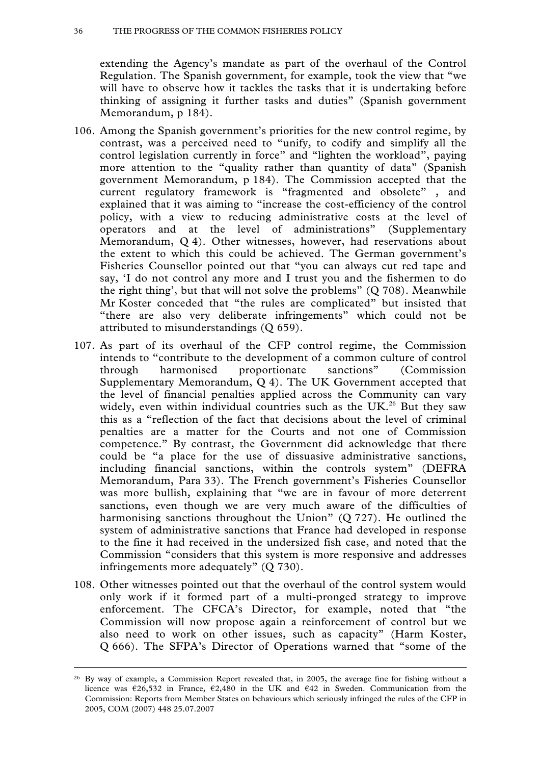extending the Agency's mandate as part of the overhaul of the Control Regulation. The Spanish government, for example, took the view that "we will have to observe how it tackles the tasks that it is undertaking before thinking of assigning it further tasks and duties" (Spanish government Memorandum, p 184).

106. Among the Spanish government's priorities for the new control regime, by contrast, was a perceived need to "unify, to codify and simplify all the control legislation currently in force" and "lighten the workload", paying more attention to the "quality rather than quantity of data" (Spanish government Memorandum, p 184). The Commission accepted that the current regulatory framework is "fragmented and obsolete" , and explained that it was aiming to "increase the cost-efficiency of the control policy, with a view to reducing administrative costs at the level of operators and at the level of administrations" (Supplementary Memorandum, Q 4). Other witnesses, however, had reservations about the extent to which this could be achieved. The German government's Fisheries Counsellor pointed out that "you can always cut red tape and say, 'I do not control any more and I trust you and the fishermen to do the right thing', but that will not solve the problems" (Q 708). Meanwhile Mr Koster conceded that "the rules are complicated" but insisted that "there are also very deliberate infringements" which could not be attributed to misunderstandings (Q 659).

107. As part of its overhaul of the CFP control regime, the Commission intends to "contribute to the development of a common culture of control through harmonised proportionate sanctions" (Commission Supplementary Memorandum, Q 4). The UK Government accepted that the level of financial penalties applied across the Community can vary widely, even within individual countries such as the UK.[26] But they saw this as a "reflection of the fact that decisions about the level of criminal penalties are a matter for the Courts and not one of Commission competence." By contrast, the Government did acknowledge that there could be "a place for the use of dissuasive administrative sanctions, including financial sanctions, within the controls system" (DEFRA Memorandum, Para 33). The French government's Fisheries Counsellor was more bullish, explaining that "we are in favour of more deterrent sanctions, even though we are very much aware of the difficulties of harmonising sanctions throughout the Union" (Q 727). He outlined the system of administrative sanctions that France had developed in response to the fine it had received in the undersized fish case, and noted that the Commission "considers that this system is more responsive and addresses infringements more adequately" (Q 730).

108. Other witnesses pointed out that the overhaul of the control system would only work if it formed part of a multi-pronged strategy to improve enforcement. The CFCA's Director, for example, noted that "the Commission will now propose again a reinforcement of control but we also need to work on other issues, such as capacity" (Harm Koster, Q 666). The SFPA's Director of Operations warned that "some of the

[26] By way of example, a Commission Report revealed that, in 2005, the average fine for fishing without a licence was €26,532 in France, €2,480 in the UK and €42 in Sweden. Communication from the Commission: Reports from Member States on behaviours which seriously infringed the rules of the CFP in 2005, COM (2007) 448 25.07.2007